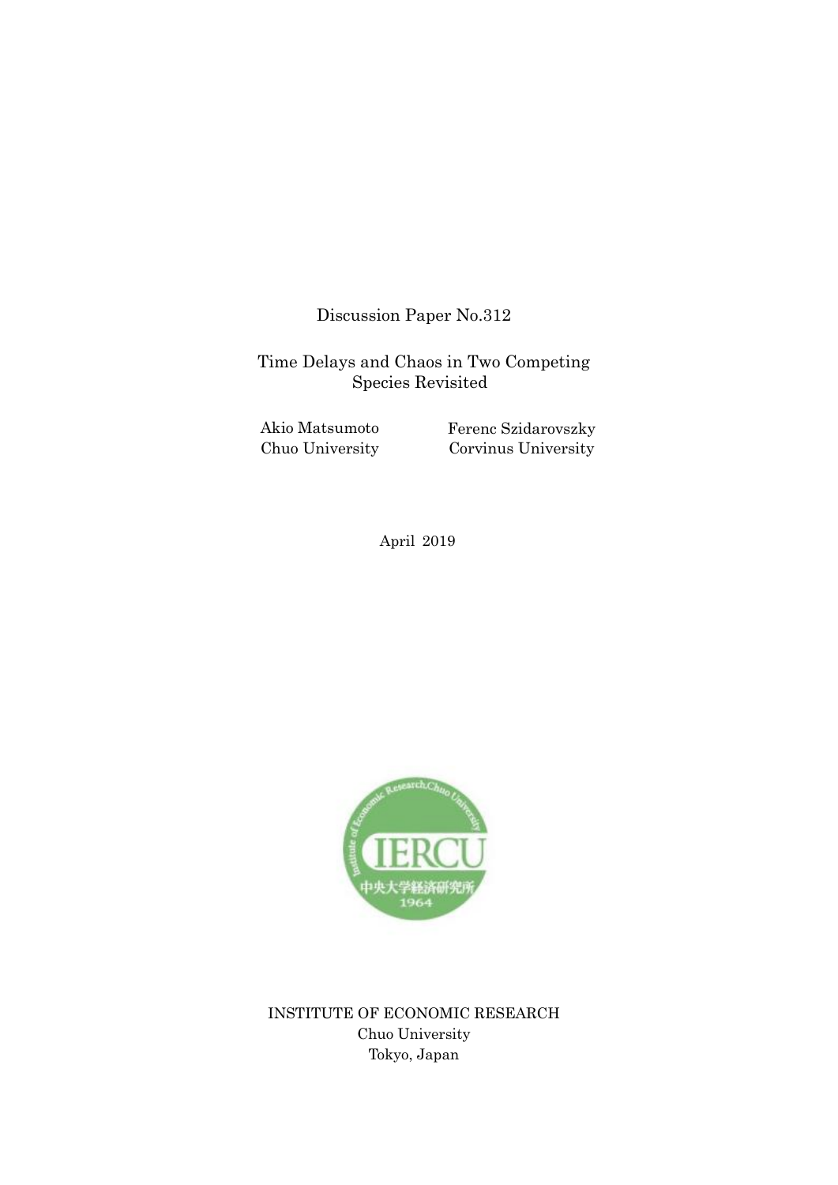Discussion Paper No.312

# Time Delays and Chaos in Two Competing Species Revisited

Akio Matsumoto
Chuo University

Ferenc Szidarovszky
Corvinus University

April 2019

INSTITUTE OF ECONOMIC RESEARCH
Chuo University
Tokyo, Japan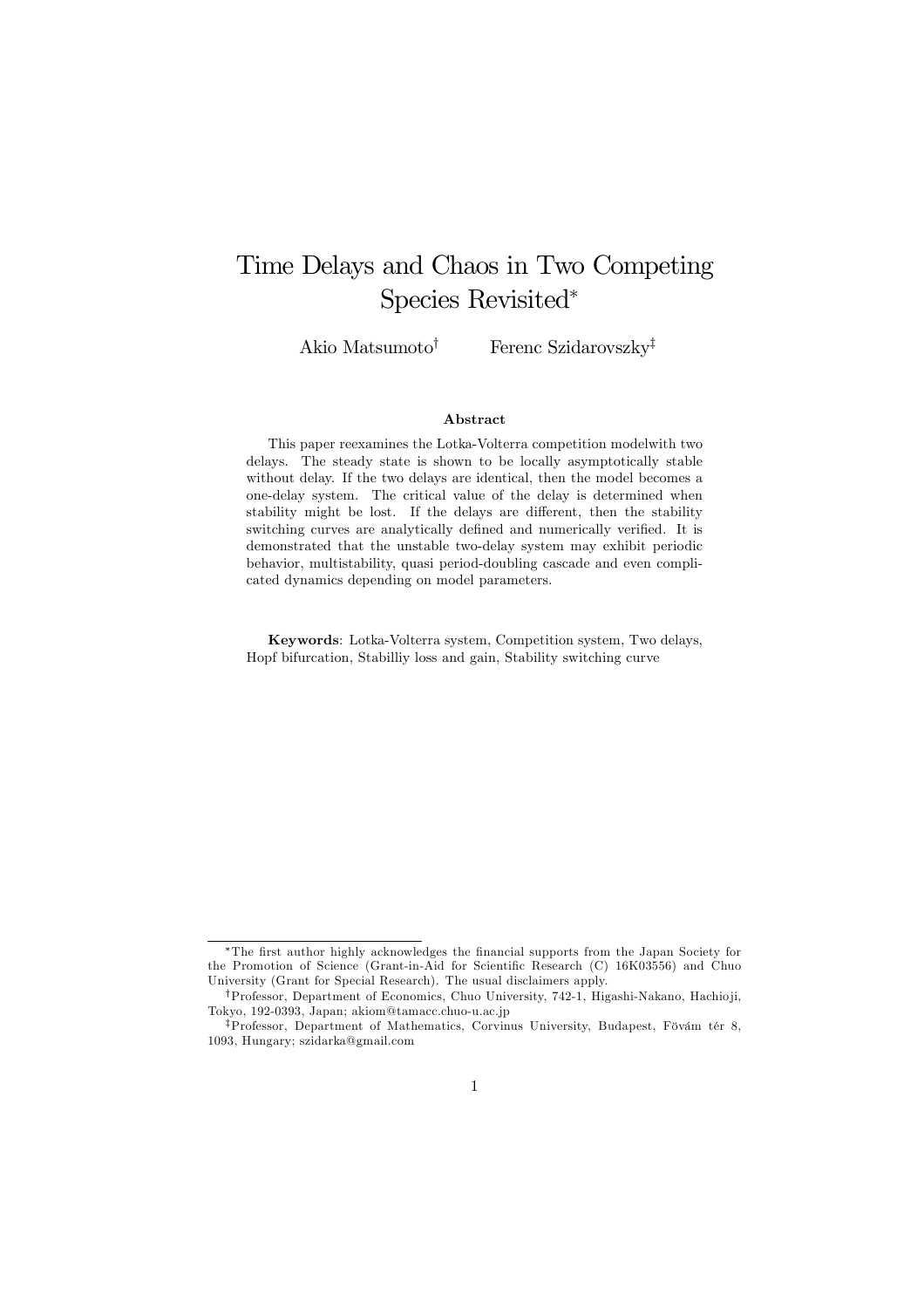# Time Delays and Chaos in Two Competing Species Revisited*

Akio Matsumoto[†] Ferenc Szidarovszky[‡]

### Abstract

This paper reexamines the Lotka-Volterra competition modelwith two delays. The steady state is shown to be locally asymptotically stable without delay. If the two delays are identical, then the model becomes a one-delay system. The critical value of the delay is determined when stability might be lost. If the delays are different, then the stability switching curves are analytically defined and numerically verified. It is demonstrated that the unstable two-delay system may exhibit periodic behavior, multistability, quasi period-doubling cascade and even complicated dynamics depending on model parameters.

**Keywords**: Lotka-Volterra system, Competition system, Two delays, Hopf bifurcation, Stabilliy loss and gain, Stability switching curve

---

*The first author highly acknowledges the financial supports from the Japan Society for the Promotion of Science (Grant-in-Aid for Scientific Research (C) 16K03556) and Chuo University (Grant for Special Research). The usual disclaimers apply.

†Professor, Department of Economics, Chuo University, 742-1, Higashi-Nakano, Hachioji, Tokyo, 192-0393, Japan; akiom@tamacc.chuo-u.ac.jp

‡Professor, Department of Mathematics, Corvinus University, Budapest, Fövám tér 8, 1093, Hungary; szidarka@gmail.com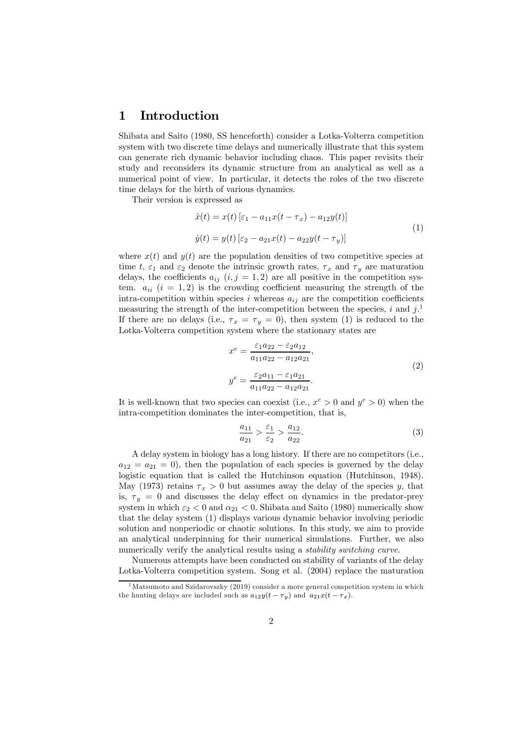# 1 Introduction

Shibata and Saito (1980, SS henceforth) consider a Lotka-Volterra competition system with two discrete time delays and numerically illustrate that this system can generate rich dynamic behavior including chaos. This paper revisits their study and reconsiders its dynamic structure from an analytical as well as a numerical point of view. In particular, it detects the roles of the two discrete time delays for the birth of various dynamics.

Their version is expressed as

$$
\begin{aligned}
\dot{x}(t) &= x(t)\left[\varepsilon_1 - a_{11}x(t-\tau_x) - a_{12}y(t)\right] \\
\dot{y}(t) &= y(t)\left[\varepsilon_2 - a_{21}x(t) - a_{22}y(t-\tau_y)\right]
\end{aligned}
\tag{1}
$$

where $x(t)$ and $y(t)$ are the population densities of two competitive species at time $t$, $\varepsilon_1$ and $\varepsilon_2$ denote the intrinsic growth rates, $\tau_x$ and $\tau_y$ are maturation delays, the coefficients $a_{ij}$ $(i,j=1,2)$ are all positive in the competition system. $a_{ii}$ $(i=1,2)$ is the crowding coefficient measuring the strength of the intra-competition within species $i$ whereas $a_{ij}$ are the competition coefficients measuring the strength of the inter-competition between the species, $i$ and $j$.[1] If there are no delays (i.e., $\tau_x = \tau_y = 0$), then system (1) is reduced to the Lotka-Volterra competition system where the stationary states are

$$
\begin{aligned}
x^e &= \frac{\varepsilon_1 a_{22} - \varepsilon_2 a_{12}}{a_{11}a_{22} - a_{12}a_{21}}, \\
y^e &= \frac{\varepsilon_2 a_{11} - \varepsilon_1 a_{21}}{a_{11}a_{22} - a_{12}a_{21}}.
\end{aligned}
\tag{2}
$$

It is well-known that two species can coexist (i.e., $x^e > 0$ and $y^e > 0$) when the intra-competition dominates the inter-competition, that is,

$$
\frac{a_{11}}{a_{21}} > \frac{\varepsilon_1}{\varepsilon_2} > \frac{a_{12}}{a_{22}}. \tag{3}
$$

A delay system in biology has a long history. If there are no competitors (i.e., $a_{12} = a_{21} = 0$), then the population of each species is governed by the delay logistic equation that is called the Hutchinson equation (Hutchinson, 1948). May (1973) retains $\tau_x > 0$ but assumes away the delay of the species $y$, that is, $\tau_y = 0$ and discusses the delay effect on dynamics in the predator-prey system in which $\varepsilon_2 < 0$ and $\alpha_{21} < 0$. Shibata and Saito (1980) numerically show that the delay system (1) displays various dynamic behavior involving periodic solution and nonperiodic or chaotic solutions. In this study, we aim to provide an analytical underpinning for their numerical simulations. Further, we also numerically verify the analytical results using a *stability switching curve*.

Numerous attempts have been conducted on stability of variants of the delay Lotka-Volterra competition system. Song et al. (2004) replace the maturation

[1] Matsumoto and Szidarovszky (2019) consider a more general competition system in which the hunting delays are included such as $a_{12}y(t-\tau_y)$ and $a_{21}x(t-\tau_x)$.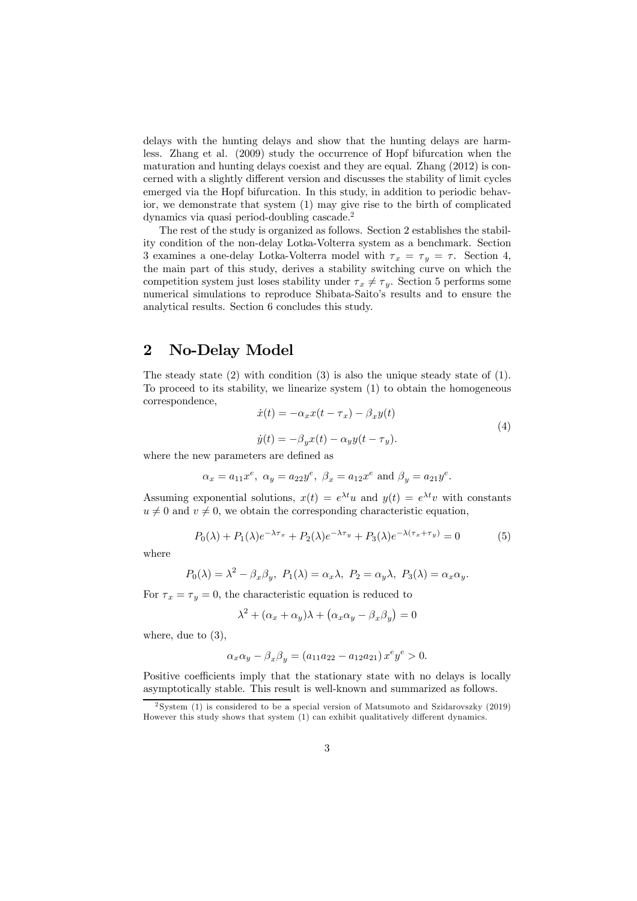delays with the hunting delays and show that the hunting delays are harmless. Zhang et al. (2009) study the occurrence of Hopf bifurcation when the maturation and hunting delays coexist and they are equal. Zhang (2012) is concerned with a slightly different version and discusses the stability of limit cycles emerged via the Hopf bifurcation. In this study, in addition to periodic behavior, we demonstrate that system (1) may give rise to the birth of complicated dynamics via quasi period-doubling cascade.[2]

The rest of the study is organized as follows. Section 2 establishes the stability condition of the non-delay Lotka-Volterra system as a benchmark. Section 3 examines a one-delay Lotka-Volterra model with $\tau_x = \tau_y = \tau$. Section 4, the main part of this study, derives a stability switching curve on which the competition system just loses stability under $\tau_x \neq \tau_y$. Section 5 performs some numerical simulations to reproduce Shibata-Saito's results and to ensure the analytical results. Section 6 concludes this study.

## 2 No-Delay Model

The steady state (2) with condition (3) is also the unique steady state of (1). To proceed to its stability, we linearize system (1) to obtain the homogeneous correspondence,

$$
\begin{aligned}
\dot{x}(t) &= -\alpha_x x(t-\tau_x) - \beta_x y(t) \\
\dot{y}(t) &= -\beta_y x(t) - \alpha_y y(t-\tau_y).
\end{aligned}
\tag{4}
$$

where the new parameters are defined as

$$
\alpha_x = a_{11}x^e,\ \alpha_y = a_{22}y^e,\ \beta_x = a_{12}x^e \text{ and } \beta_y = a_{21}y^e.
$$

Assuming exponential solutions, $x(t) = e^{\lambda t}u$ and $y(t) = e^{\lambda t}v$ with constants $u \neq 0$ and $v \neq 0$, we obtain the corresponding characteristic equation,

$$
P_0(\lambda) + P_1(\lambda)e^{-\lambda\tau_x} + P_2(\lambda)e^{-\lambda\tau_y} + P_3(\lambda)e^{-\lambda(\tau_x+\tau_y)} = 0 \tag{5}
$$

where

$$
P_0(\lambda) = \lambda^2 - \beta_x\beta_y,\ P_1(\lambda) = \alpha_x\lambda,\ P_2 = \alpha_y\lambda,\ P_3(\lambda) = \alpha_x\alpha_y.
$$

For $\tau_x = \tau_y = 0$, the characteristic equation is reduced to

$$
\lambda^2 + (\alpha_x + \alpha_y)\lambda + \left(\alpha_x\alpha_y - \beta_x\beta_y\right) = 0
$$

where, due to (3),

$$
\alpha_x\alpha_y - \beta_x\beta_y = (a_{11}a_{22} - a_{12}a_{21})\,x^e y^e > 0.
$$

Positive coefficients imply that the stationary state with no delays is locally asymptotically stable. This result is well-known and summarized as follows.

[2] System (1) is considered to be a special version of Matsumoto and Szidarovszky (2019) However this study shows that system (1) can exhibit qualitatively different dynamics.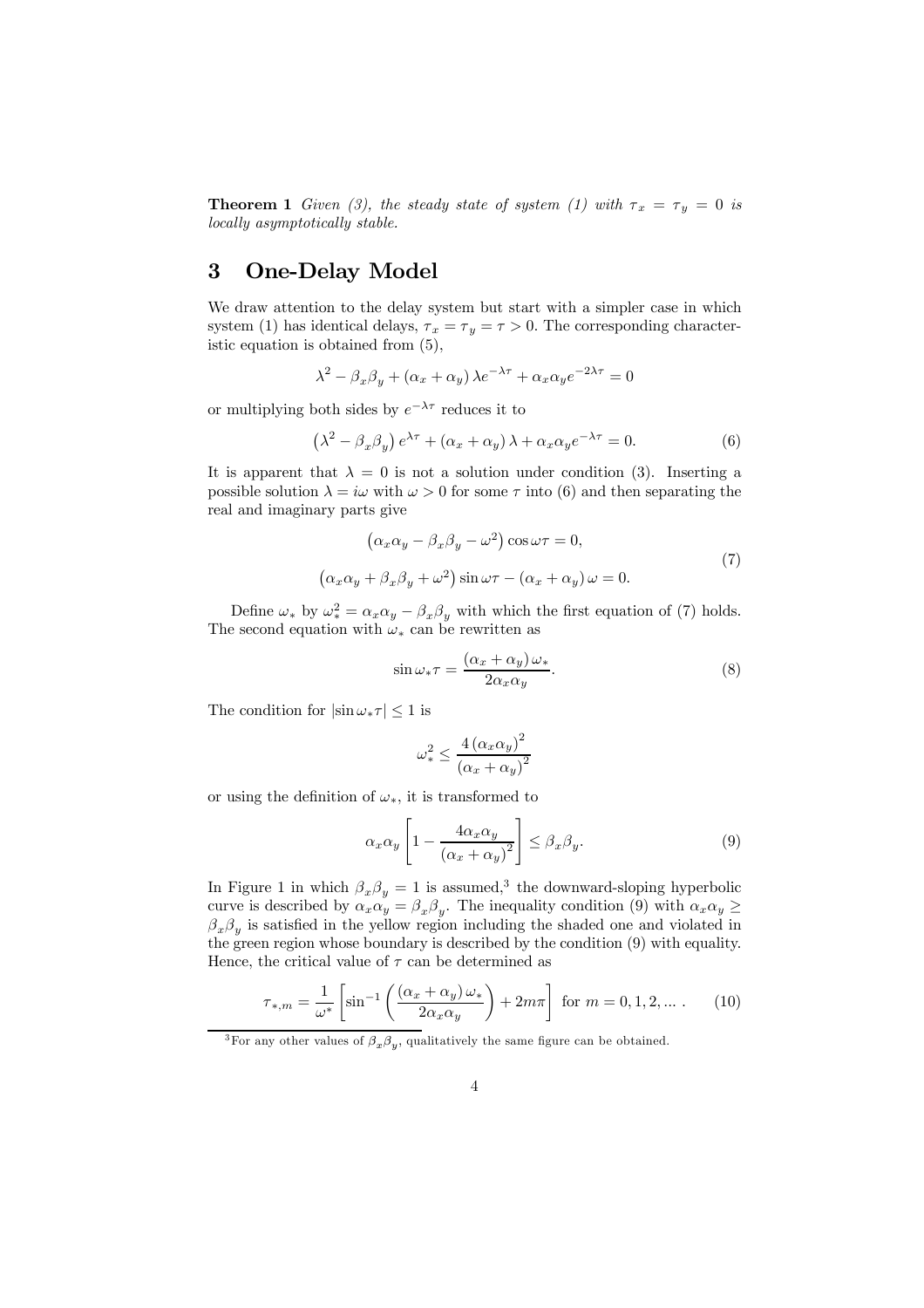**Theorem 1** *Given (3), the steady state of system (1) with $\tau_x = \tau_y = 0$ is locally asymptotically stable.*

## 3 One-Delay Model

We draw attention to the delay system but start with a simpler case in which system (1) has identical delays, $\tau_x = \tau_y = \tau > 0$. The corresponding characteristic equation is obtained from (5),

$$\lambda^2 - \beta_x\beta_y + (\alpha_x + \alpha_y)\lambda e^{-\lambda\tau} + \alpha_x\alpha_y e^{-2\lambda\tau} = 0$$

or multiplying both sides by $e^{-\lambda\tau}$ reduces it to

$$\left(\lambda^2 - \beta_x\beta_y\right)e^{\lambda\tau} + (\alpha_x + \alpha_y)\lambda + \alpha_x\alpha_y e^{-\lambda\tau} = 0. \tag{6}$$

It is apparent that $\lambda = 0$ is not a solution under condition (3). Inserting a possible solution $\lambda = i\omega$ with $\omega > 0$ for some $\tau$ into (6) and then separating the real and imaginary parts give

$$\begin{aligned} \left(\alpha_x\alpha_y - \beta_x\beta_y - \omega^2\right)\cos\omega\tau &= 0, \\ \left(\alpha_x\alpha_y + \beta_x\beta_y + \omega^2\right)\sin\omega\tau - (\alpha_x + \alpha_y)\,\omega &= 0. \end{aligned} \tag{7}$$

Define $\omega_*$ by $\omega_*^2 = \alpha_x\alpha_y - \beta_x\beta_y$ with which the first equation of (7) holds. The second equation with $\omega_*$ can be rewritten as

$$\sin\omega_*\tau = \frac{(\alpha_x + \alpha_y)\,\omega_*}{2\alpha_x\alpha_y}. \tag{8}$$

The condition for $|\sin\omega_*\tau| \leq 1$ is

$$\omega_*^2 \leq \frac{4\left(\alpha_x\alpha_y\right)^2}{\left(\alpha_x + \alpha_y\right)^2}$$

or using the definition of $\omega_*$, it is transformed to

$$\alpha_x\alpha_y\left[1 - \frac{4\alpha_x\alpha_y}{\left(\alpha_x + \alpha_y\right)^2}\right] \leq \beta_x\beta_y. \tag{9}$$

In Figure 1 in which $\beta_x\beta_y = 1$ is assumed,[3] the downward-sloping hyperbolic curve is described by $\alpha_x\alpha_y = \beta_x\beta_y$. The inequality condition (9) with $\alpha_x\alpha_y \geq \beta_x\beta_y$ is satisfied in the yellow region including the shaded one and violated in the green region whose boundary is described by the condition (9) with equality. Hence, the critical value of $\tau$ can be determined as

$$\tau_{*,m} = \frac{1}{\omega^*}\left[\sin^{-1}\left(\frac{(\alpha_x + \alpha_y)\,\omega_*}{2\alpha_x\alpha_y}\right) + 2m\pi\right] \text{ for } m = 0, 1, 2, \ldots . \tag{10}$$

[3]For any other values of $\beta_x\beta_y$, qualitatively the same figure can be obtained.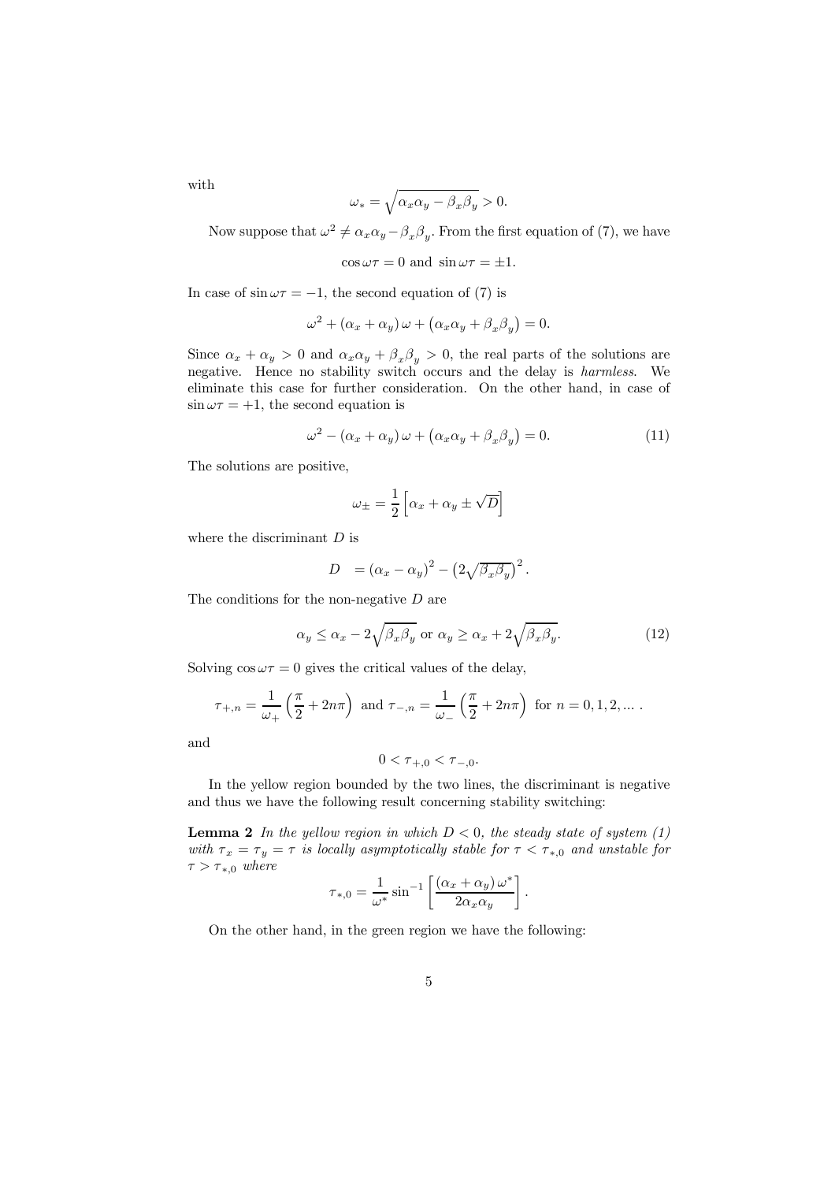with

$$\omega_* = \sqrt{\alpha_x \alpha_y - \beta_x \beta_y} > 0.$$

Now suppose that $\omega^2 \neq \alpha_x \alpha_y - \beta_x \beta_y$. From the first equation of (7), we have

$$\cos \omega\tau = 0 \text{ and } \sin \omega\tau = \pm 1.$$

In case of $\sin \omega\tau = -1$, the second equation of (7) is

$$\omega^2 + (\alpha_x + \alpha_y)\,\omega + \left(\alpha_x \alpha_y + \beta_x \beta_y\right) = 0.$$

Since $\alpha_x + \alpha_y > 0$ and $\alpha_x \alpha_y + \beta_x \beta_y > 0$, the real parts of the solutions are negative. Hence no stability switch occurs and the delay is *harmless*. We eliminate this case for further consideration. On the other hand, in case of $\sin \omega\tau = +1$, the second equation is

$$\omega^2 - (\alpha_x + \alpha_y)\,\omega + \left(\alpha_x \alpha_y + \beta_x \beta_y\right) = 0. \tag{11}$$

The solutions are positive,

$$\omega_\pm = \frac{1}{2}\left[\alpha_x + \alpha_y \pm \sqrt{D}\right]$$

where the discriminant $D$ is

$$D \quad = (\alpha_x - \alpha_y)^2 - \left(2\sqrt{\beta_x \beta_y}\right)^2.$$

The conditions for the non-negative $D$ are

$$\alpha_y \leq \alpha_x - 2\sqrt{\beta_x \beta_y} \text{ or } \alpha_y \geq \alpha_x + 2\sqrt{\beta_x \beta_y}. \tag{12}$$

Solving $\cos \omega\tau = 0$ gives the critical values of the delay,

$$\tau_{+,n} = \frac{1}{\omega_+}\left(\frac{\pi}{2} + 2n\pi\right) \text{ and } \tau_{-,n} = \frac{1}{\omega_-}\left(\frac{\pi}{2} + 2n\pi\right) \text{ for } n = 0, 1, 2, \ldots .$$

and

$$0 < \tau_{+,0} < \tau_{-,0}.$$

In the yellow region bounded by the two lines, the discriminant is negative and thus we have the following result concerning stability switching:

**Lemma 2** *In the yellow region in which $D < 0$, the steady state of system (1) with $\tau_x = \tau_y = \tau$ is locally asymptotically stable for $\tau < \tau_{*,0}$ and unstable for $\tau > \tau_{*,0}$ where*

$$\tau_{*,0} = \frac{1}{\omega^*}\sin^{-1}\left[\frac{(\alpha_x + \alpha_y)\,\omega^*}{2\alpha_x \alpha_y}\right].$$

On the other hand, in the green region we have the following: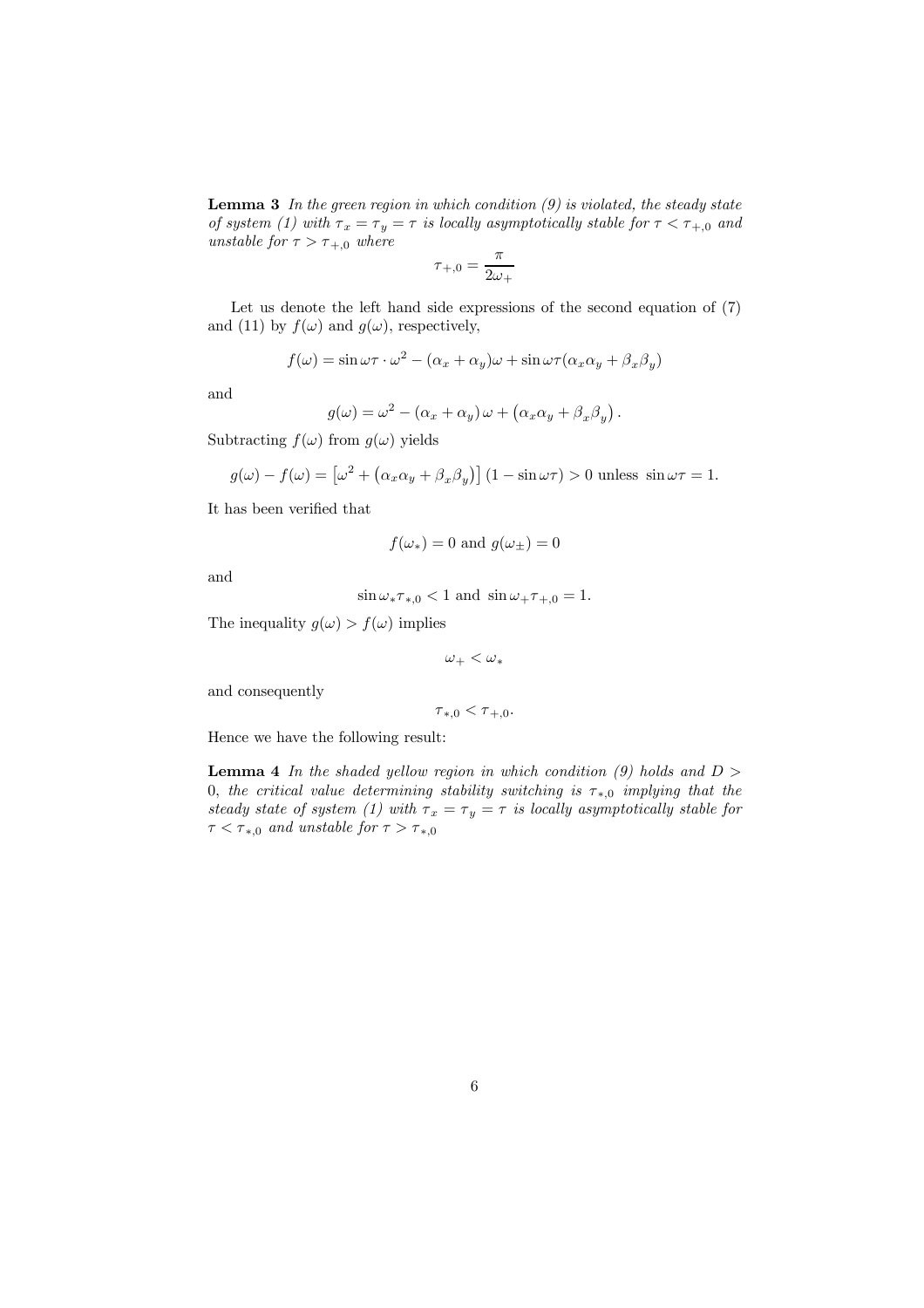**Lemma 3** *In the green region in which condition (9) is violated, the steady state of system (1) with $\tau_x = \tau_y = \tau$ is locally asymptotically stable for $\tau < \tau_{+,0}$ and unstable for $\tau > \tau_{+,0}$ where*

$$\tau_{+,0} = \frac{\pi}{2\omega_+}$$

Let us denote the left hand side expressions of the second equation of (7) and (11) by $f(\omega)$ and $g(\omega)$, respectively,

$$f(\omega) = \sin \omega\tau \cdot \omega^2 - (\alpha_x + \alpha_y)\omega + \sin \omega\tau(\alpha_x\alpha_y + \beta_x\beta_y)$$

and

$$g(\omega) = \omega^2 - (\alpha_x + \alpha_y)\,\omega + \left(\alpha_x\alpha_y + \beta_x\beta_y\right).$$

Subtracting $f(\omega)$ from $g(\omega)$ yields

$$g(\omega) - f(\omega) = \left[\omega^2 + \left(\alpha_x\alpha_y + \beta_x\beta_y\right)\right](1 - \sin \omega\tau) > 0 \text{ unless } \sin \omega\tau = 1.$$

It has been verified that

$$f(\omega_*) = 0 \text{ and } g(\omega_\pm) = 0$$

and

$$\sin \omega_*\tau_{*,0} < 1 \text{ and } \sin \omega_+\tau_{+,0} = 1.$$

The inequality $g(\omega) > f(\omega)$ implies

$$\omega_+ < \omega_*$$

and consequently

$$\tau_{*,0} < \tau_{+,0}.$$

Hence we have the following result:

**Lemma 4** *In the shaded yellow region in which condition (9) holds and $D > 0$, the critical value determining stability switching is $\tau_{*,0}$ implying that the steady state of system (1) with $\tau_x = \tau_y = \tau$ is locally asymptotically stable for $\tau < \tau_{*,0}$ and unstable for $\tau > \tau_{*,0}$*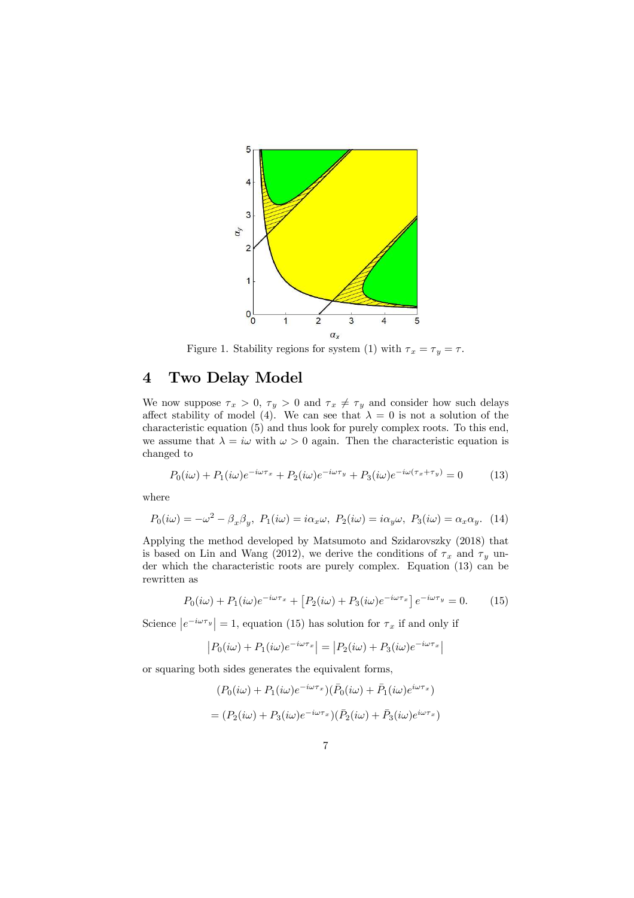Figure 1. Stability regions for system (1) with $\tau_x = \tau_y = \tau$.

## 4 Two Delay Model

We now suppose $\tau_x > 0$, $\tau_y > 0$ and $\tau_x \neq \tau_y$ and consider how such delays affect stability of model (4). We can see that $\lambda = 0$ is not a solution of the characteristic equation (5) and thus look for purely complex roots. To this end, we assume that $\lambda = i\omega$ with $\omega > 0$ again. Then the characteristic equation is changed to

$$P_0(i\omega) + P_1(i\omega)e^{-i\omega\tau_x} + P_2(i\omega)e^{-i\omega\tau_y} + P_3(i\omega)e^{-i\omega(\tau_x+\tau_y)} = 0 \tag{13}$$

where

$$P_0(i\omega) = -\omega^2 - \beta_x\beta_y,\ P_1(i\omega) = i\alpha_x\omega,\ P_2(i\omega) = i\alpha_y\omega,\ P_3(i\omega) = \alpha_x\alpha_y. \tag{14}$$

Applying the method developed by Matsumoto and Szidarovszky (2018) that is based on Lin and Wang (2012), we derive the conditions of $\tau_x$ and $\tau_y$ under which the characteristic roots are purely complex. Equation (13) can be rewritten as

$$P_0(i\omega) + P_1(i\omega)e^{-i\omega\tau_x} + \left[P_2(i\omega) + P_3(i\omega)e^{-i\omega\tau_x}\right]e^{-i\omega\tau_y} = 0. \tag{15}$$

Science $\left|e^{-i\omega\tau_y}\right| = 1$, equation (15) has solution for $\tau_x$ if and only if

$$\left|P_0(i\omega) + P_1(i\omega)e^{-i\omega\tau_x}\right| = \left|P_2(i\omega) + P_3(i\omega)e^{-i\omega\tau_x}\right|$$

or squaring both sides generates the equivalent forms,

$$(P_0(i\omega) + P_1(i\omega)e^{-i\omega\tau_x})(\bar{P}_0(i\omega) + \bar{P}_1(i\omega)e^{i\omega\tau_x})$$

$$= (P_2(i\omega) + P_3(i\omega)e^{-i\omega\tau_x})(\bar{P}_2(i\omega) + \bar{P}_3(i\omega)e^{i\omega\tau_x})$$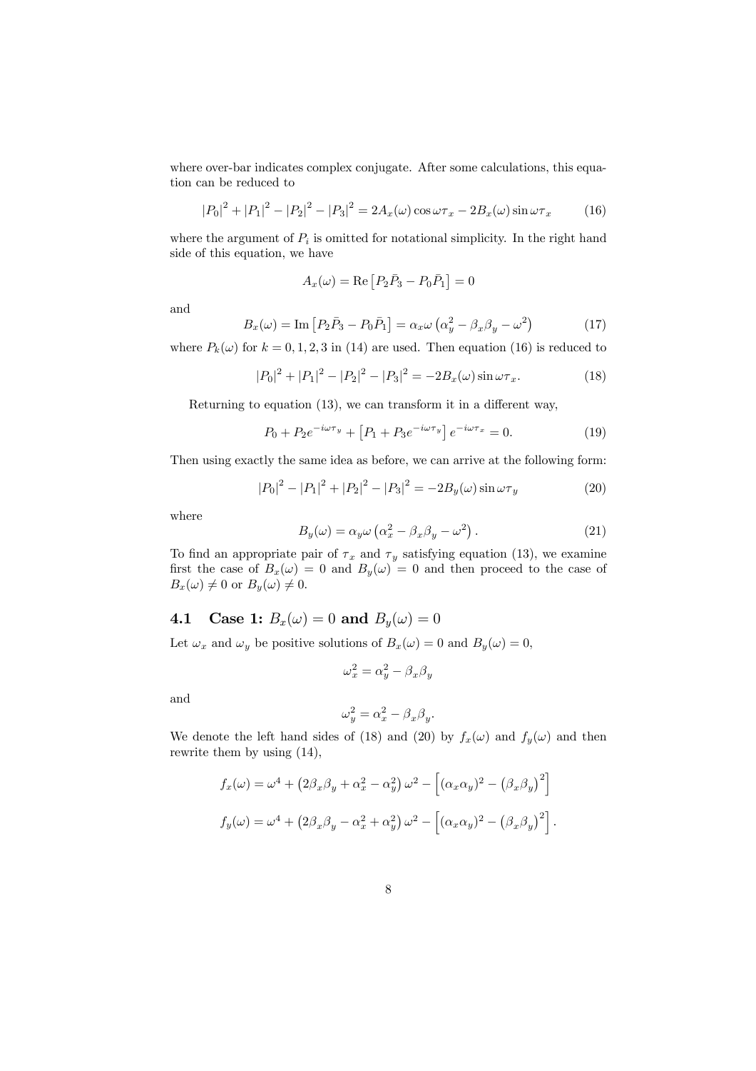where over-bar indicates complex conjugate. After some calculations, this equation can be reduced to

$$|P_0|^2 + |P_1|^2 - |P_2|^2 - |P_3|^2 = 2A_x(\omega)\cos\omega\tau_x - 2B_x(\omega)\sin\omega\tau_x \tag{16}$$

where the argument of $P_i$ is omitted for notational simplicity. In the right hand side of this equation, we have

$$A_x(\omega) = \mathrm{Re}\left[P_2\bar{P}_3 - P_0\bar{P}_1\right] = 0$$

and

$$B_x(\omega) = \mathrm{Im}\left[P_2\bar{P}_3 - P_0\bar{P}_1\right] = \alpha_x\omega\left(\alpha_y^2 - \beta_x\beta_y - \omega^2\right) \tag{17}$$

where $P_k(\omega)$ for $k = 0, 1, 2, 3$ in (14) are used. Then equation (16) is reduced to

$$|P_0|^2 + |P_1|^2 - |P_2|^2 - |P_3|^2 = -2B_x(\omega)\sin\omega\tau_x. \tag{18}$$

Returning to equation (13), we can transform it in a different way,

$$P_0 + P_2e^{-i\omega\tau_y} + \left[P_1 + P_3e^{-i\omega\tau_y}\right]e^{-i\omega\tau_x} = 0. \tag{19}$$

Then using exactly the same idea as before, we can arrive at the following form:

$$|P_0|^2 - |P_1|^2 + |P_2|^2 - |P_3|^2 = -2B_y(\omega)\sin\omega\tau_y \tag{20}$$

where

$$B_y(\omega) = \alpha_y\omega\left(\alpha_x^2 - \beta_x\beta_y - \omega^2\right). \tag{21}$$

To find an appropriate pair of $\tau_x$ and $\tau_y$ satisfying equation (13), we examine first the case of $B_x(\omega) = 0$ and $B_y(\omega) = 0$ and then proceed to the case of $B_x(\omega) \neq 0$ or $B_y(\omega) \neq 0$.

### 4.1 Case 1: $B_x(\omega) = 0$ and $B_y(\omega) = 0$

Let $\omega_x$ and $\omega_y$ be positive solutions of $B_x(\omega) = 0$ and $B_y(\omega) = 0$,

$$\omega_x^2 = \alpha_y^2 - \beta_x\beta_y$$

and

$$\omega_y^2 = \alpha_x^2 - \beta_x\beta_y.$$

We denote the left hand sides of (18) and (20) by $f_x(\omega)$ and $f_y(\omega)$ and then rewrite them by using (14),

$$f_x(\omega) = \omega^4 + \left(2\beta_x\beta_y + \alpha_x^2 - \alpha_y^2\right)\omega^2 - \left[(\alpha_x\alpha_y)^2 - \left(\beta_x\beta_y\right)^2\right]$$

$$f_y(\omega) = \omega^4 + \left(2\beta_x\beta_y - \alpha_x^2 + \alpha_y^2\right)\omega^2 - \left[(\alpha_x\alpha_y)^2 - \left(\beta_x\beta_y\right)^2\right].$$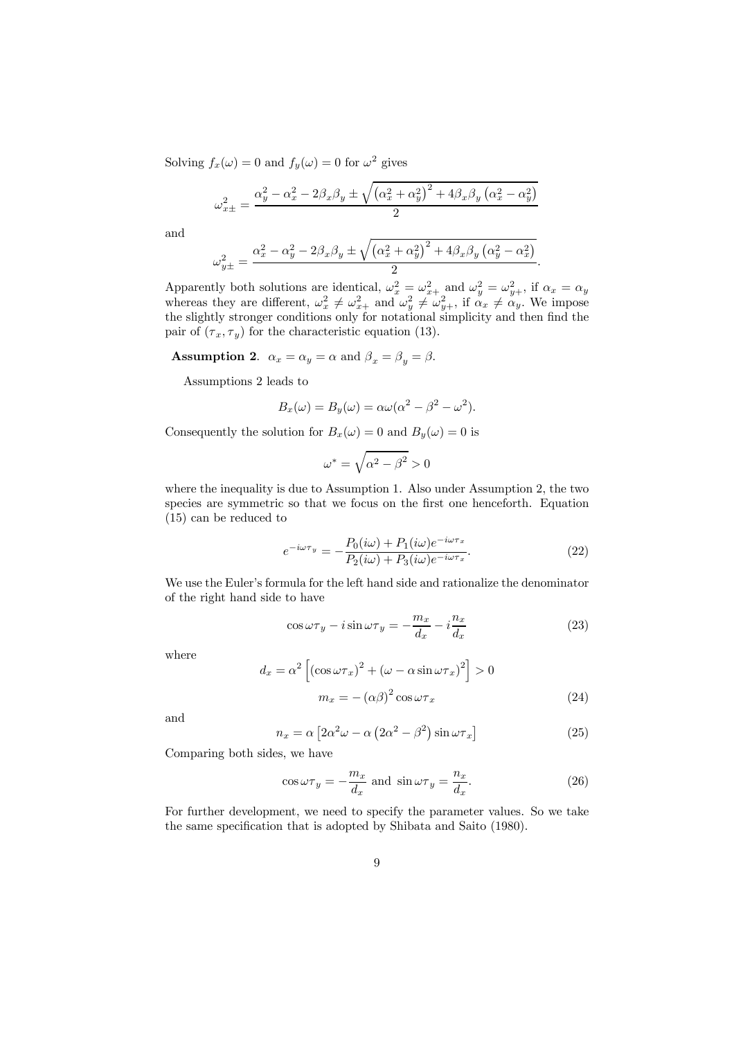Solving $f_x(\omega) = 0$ and $f_y(\omega) = 0$ for $\omega^2$ gives

$$\omega_{x\pm}^2 = \frac{\alpha_y^2 - \alpha_x^2 - 2\beta_x\beta_y \pm \sqrt{\left(\alpha_x^2 + \alpha_y^2\right)^2 + 4\beta_x\beta_y\left(\alpha_x^2 - \alpha_y^2\right)}}{2}$$

and

$$\omega_{y\pm}^2 = \frac{\alpha_x^2 - \alpha_y^2 - 2\beta_x\beta_y \pm \sqrt{\left(\alpha_x^2 + \alpha_y^2\right)^2 + 4\beta_x\beta_y\left(\alpha_y^2 - \alpha_x^2\right)}}{2}.$$

Apparently both solutions are identical, $\omega_x^2 = \omega_{x+}^2$ and $\omega_y^2 = \omega_{y+}^2$, if $\alpha_x = \alpha_y$ whereas they are different, $\omega_x^2 \neq \omega_{x+}^2$ and $\omega_y^2 \neq \omega_{y+}^2$, if $\alpha_x \neq \alpha_y$. We impose the slightly stronger conditions only for notational simplicity and then find the pair of $(\tau_x, \tau_y)$ for the characteristic equation (13).

**Assumption 2**. $\alpha_x = \alpha_y = \alpha$ and $\beta_x = \beta_y = \beta$.

Assumptions 2 leads to

$$B_x(\omega) = B_y(\omega) = \alpha\omega(\alpha^2 - \beta^2 - \omega^2).$$

Consequently the solution for $B_x(\omega) = 0$ and $B_y(\omega) = 0$ is

$$\omega^* = \sqrt{\alpha^2 - \beta^2} > 0$$

where the inequality is due to Assumption 1. Also under Assumption 2, the two species are symmetric so that we focus on the first one henceforth. Equation (15) can be reduced to

$$e^{-i\omega\tau_y} = -\frac{P_0(i\omega) + P_1(i\omega)e^{-i\omega\tau_x}}{P_2(i\omega) + P_3(i\omega)e^{-i\omega\tau_x}}. \tag{22}$$

We use the Euler's formula for the left hand side and rationalize the denominator of the right hand side to have

$$\cos\omega\tau_y - i\sin\omega\tau_y = -\frac{m_x}{d_x} - i\frac{n_x}{d_x} \tag{23}$$

where

$$d_x = \alpha^2\left[\left(\cos\omega\tau_x\right)^2 + \left(\omega - \alpha\sin\omega\tau_x\right)^2\right] > 0$$

$$m_x = -\left(\alpha\beta\right)^2\cos\omega\tau_x \tag{24}$$

and

$$n_x = \alpha\left[2\alpha^2\omega - \alpha\left(2\alpha^2 - \beta^2\right)\sin\omega\tau_x\right] \tag{25}$$

Comparing both sides, we have

$$\cos\omega\tau_y = -\frac{m_x}{d_x} \text{ and } \sin\omega\tau_y = \frac{n_x}{d_x}. \tag{26}$$

For further development, we need to specify the parameter values. So we take the same specification that is adopted by Shibata and Saito (1980).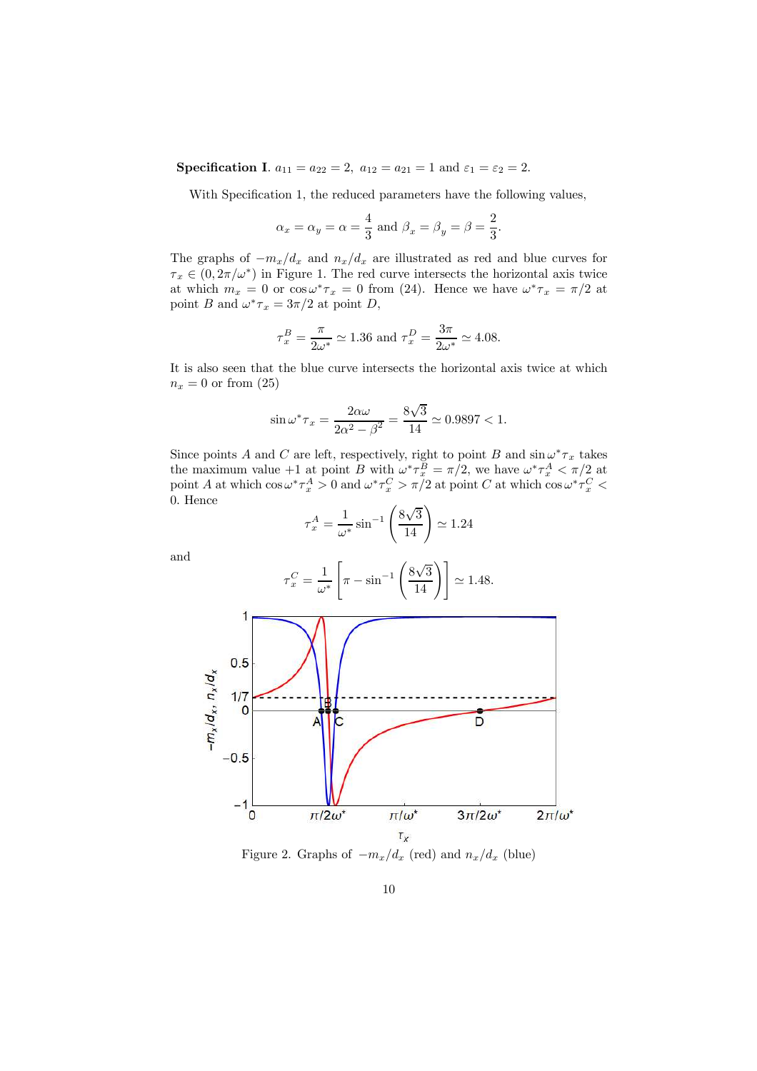**Specification I**. $a_{11} = a_{22} = 2,\ a_{12} = a_{21} = 1$ and $\varepsilon_1 = \varepsilon_2 = 2$.

With Specification 1, the reduced parameters have the following values,

$$\alpha_x = \alpha_y = \alpha = \frac{4}{3} \text{ and } \beta_x = \beta_y = \beta = \frac{2}{3}.$$

The graphs of $-m_x/d_x$ and $n_x/d_x$ are illustrated as red and blue curves for $\tau_x \in (0, 2\pi/\omega^*)$ in Figure 1. The red curve intersects the horizontal axis twice at which $m_x = 0$ or $\cos \omega^* \tau_x = 0$ from (24). Hence we have $\omega^* \tau_x = \pi/2$ at point $B$ and $\omega^* \tau_x = 3\pi/2$ at point $D$,

$$\tau_x^B = \frac{\pi}{2\omega^*} \simeq 1.36 \text{ and } \tau_x^D = \frac{3\pi}{2\omega^*} \simeq 4.08.$$

It is also seen that the blue curve intersects the horizontal axis twice at which $n_x = 0$ or from (25)

$$\sin \omega^* \tau_x = \frac{2\alpha\omega}{2\alpha^2 - \beta^2} = \frac{8\sqrt{3}}{14} \simeq 0.9897 < 1.$$

Since points $A$ and $C$ are left, respectively, right to point $B$ and $\sin \omega^* \tau_x$ takes the maximum value $+1$ at point $B$ with $\omega^* \tau_x^B = \pi/2$, we have $\omega^* \tau_x^A < \pi/2$ at point $A$ at which $\cos \omega^* \tau_x^A > 0$ and $\omega^* \tau_x^C > \pi/2$ at point $C$ at which $\cos \omega^* \tau_x^C < 0$. Hence

$$\tau_x^A = \frac{1}{\omega^*} \sin^{-1}\left(\frac{8\sqrt{3}}{14}\right) \simeq 1.24$$

and

$$\tau_x^C = \frac{1}{\omega^*}\left[\pi - \sin^{-1}\left(\frac{8\sqrt{3}}{14}\right)\right] \simeq 1.48.$$

Figure 2. Graphs of $-m_x/d_x$ (red) and $n_x/d_x$ (blue)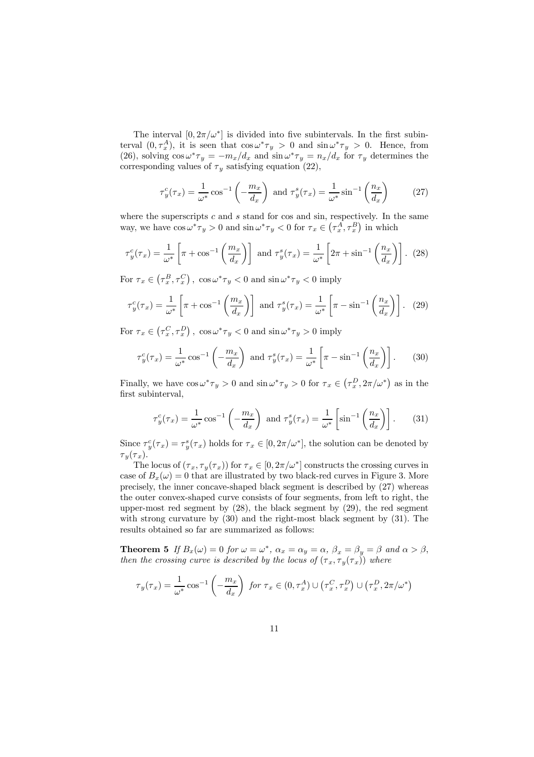The interval $[0, 2\pi/\omega^*]$ is divided into five subintervals. In the first subinterval $(0, \tau_x^A)$, it is seen that $\cos\omega^*\tau_y > 0$ and $\sin\omega^*\tau_y > 0$. Hence, from (26), solving $\cos\omega^*\tau_y = -m_x/d_x$ and $\sin\omega^*\tau_y = n_x/d_x$ for $\tau_y$ determines the corresponding values of $\tau_y$ satisfying equation (22),

$$\tau_y^c(\tau_x) = \frac{1}{\omega^*}\cos^{-1}\left(-\frac{m_x}{d_x}\right) \text{ and } \tau_y^s(\tau_x) = \frac{1}{\omega^*}\sin^{-1}\left(\frac{n_x}{d_x}\right) \tag{27}$$

where the superscripts $c$ and $s$ stand for cos and sin, respectively. In the same way, we have $\cos\omega^*\tau_y > 0$ and $\sin\omega^*\tau_y < 0$ for $\tau_x \in (\tau_x^A, \tau_x^B)$ in which

$$\tau_y^c(\tau_x) = \frac{1}{\omega^*}\left[\pi + \cos^{-1}\left(\frac{m_x}{d_x}\right)\right] \text{ and } \tau_y^s(\tau_x) = \frac{1}{\omega^*}\left[2\pi + \sin^{-1}\left(\frac{n_x}{d_x}\right)\right]. \tag{28}$$

For $\tau_x \in (\tau_x^B, \tau_x^C)$, $\cos\omega^*\tau_y < 0$ and $\sin\omega^*\tau_y < 0$ imply

$$\tau_y^c(\tau_x) = \frac{1}{\omega^*}\left[\pi + \cos^{-1}\left(\frac{m_x}{d_x}\right)\right] \text{ and } \tau_y^s(\tau_x) = \frac{1}{\omega^*}\left[\pi - \sin^{-1}\left(\frac{n_x}{d_x}\right)\right]. \tag{29}$$

For $\tau_x \in (\tau_x^C, \tau_x^D)$, $\cos\omega^*\tau_y < 0$ and $\sin\omega^*\tau_y > 0$ imply

$$\tau_y^c(\tau_x) = \frac{1}{\omega^*}\cos^{-1}\left(-\frac{m_x}{d_x}\right) \text{ and } \tau_y^s(\tau_x) = \frac{1}{\omega^*}\left[\pi - \sin^{-1}\left(\frac{n_x}{d_x}\right)\right]. \tag{30}$$

Finally, we have $\cos\omega^*\tau_y > 0$ and $\sin\omega^*\tau_y > 0$ for $\tau_x \in (\tau_x^D, 2\pi/\omega^*)$ as in the first subinterval,

$$\tau_y^c(\tau_x) = \frac{1}{\omega^*}\cos^{-1}\left(-\frac{m_x}{d_x}\right) \text{ and } \tau_y^s(\tau_x) = \frac{1}{\omega^*}\left[\sin^{-1}\left(\frac{n_x}{d_x}\right)\right]. \tag{31}$$

Since $\tau_y^c(\tau_x) = \tau_y^s(\tau_x)$ holds for $\tau_x \in [0, 2\pi/\omega^*]$, the solution can be denoted by $\tau_y(\tau_x)$.

The locus of $(\tau_x, \tau_y(\tau_x))$ for $\tau_x \in [0, 2\pi/\omega^*]$ constructs the crossing curves in case of $B_x(\omega) = 0$ that are illustrated by two black-red curves in Figure 3. More precisely, the inner concave-shaped black segment is described by (27) whereas the outer convex-shaped curve consists of four segments, from left to right, the upper-most red segment by (28), the black segment by (29), the red segment with strong curvature by (30) and the right-most black segment by (31). The results obtained so far are summarized as follows:

**Theorem 5** *If $B_x(\omega) = 0$ for $\omega = \omega^*$, $\alpha_x = \alpha_y = \alpha$, $\beta_x = \beta_y = \beta$ and $\alpha > \beta$, then the crossing curve is described by the locus of $(\tau_x, \tau_y(\tau_x))$ where*

$$\tau_y(\tau_x) = \frac{1}{\omega^*}\cos^{-1}\left(-\frac{m_x}{d_x}\right) \text{ for } \tau_x \in (0, \tau_x^A) \cup (\tau_x^C, \tau_x^D) \cup (\tau_x^D, 2\pi/\omega^*)$$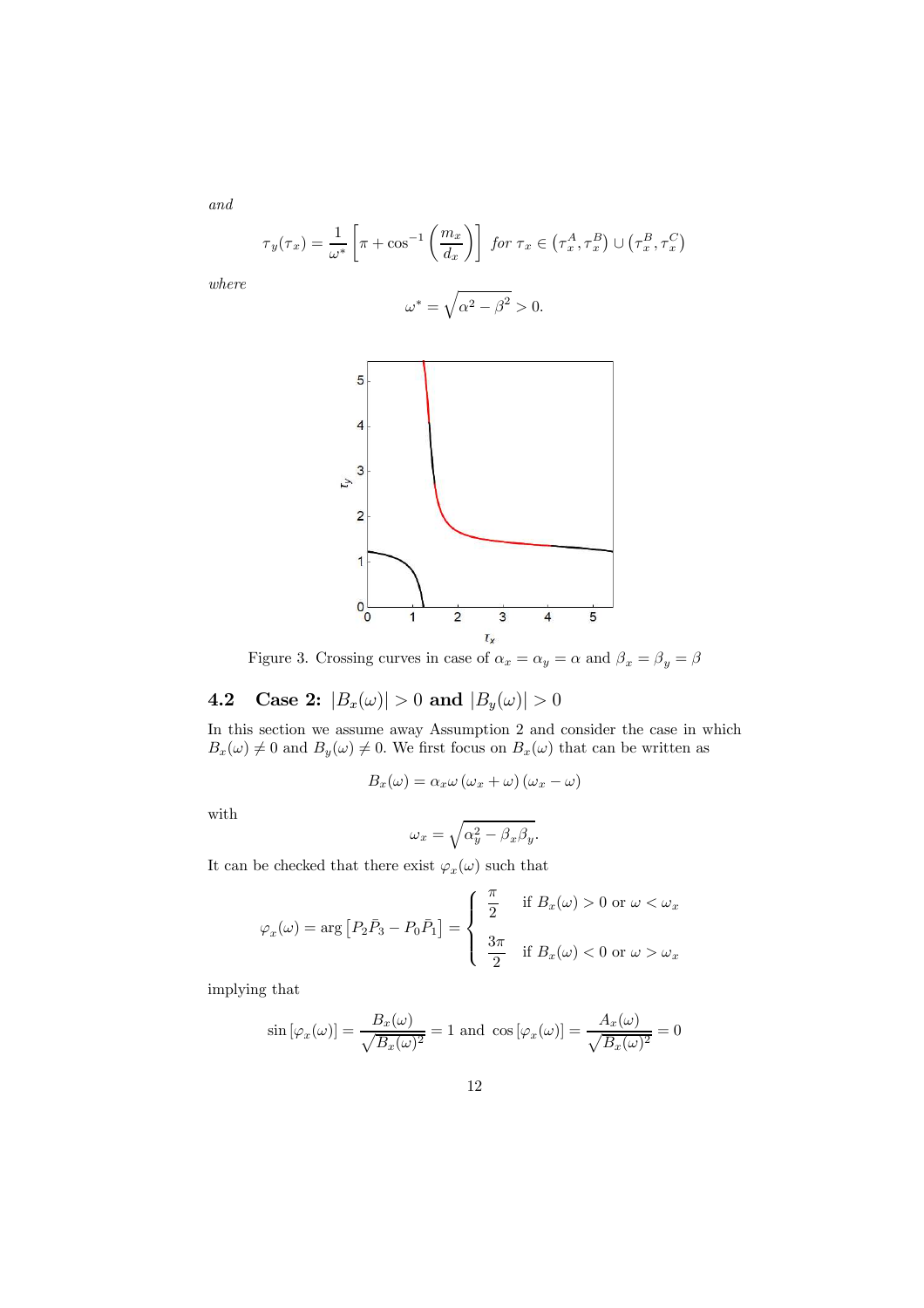*and*

$$\tau_y(\tau_x) = \frac{1}{\omega^*}\left[\pi + \cos^{-1}\left(\frac{m_x}{d_x}\right)\right] \text{ for } \tau_x \in \left(\tau_x^A, \tau_x^B\right) \cup \left(\tau_x^B, \tau_x^C\right)$$

*where*

$$\omega^* = \sqrt{\alpha^2 - \beta^2} > 0.$$

Figure 3. Crossing curves in case of $\alpha_x = \alpha_y = \alpha$ and $\beta_x = \beta_y = \beta$

### 4.2 Case 2: $|B_x(\omega)| > 0$ and $|B_y(\omega)| > 0$

In this section we assume away Assumption 2 and consider the case in which $B_x(\omega) \neq 0$ and $B_y(\omega) \neq 0$. We first focus on $B_x(\omega)$ that can be written as

$$B_x(\omega) = \alpha_x \omega \left(\omega_x + \omega\right)\left(\omega_x - \omega\right)$$

with

$$\omega_x = \sqrt{\alpha_y^2 - \beta_x \beta_y}.$$

It can be checked that there exist $\varphi_x(\omega)$ such that

$$\varphi_x(\omega) = \arg\left[P_2\bar{P}_3 - P_0\bar{P}_1\right] = \begin{cases} \dfrac{\pi}{2} & \text{if } B_x(\omega) > 0 \text{ or } \omega < \omega_x \\ \dfrac{3\pi}{2} & \text{if } B_x(\omega) < 0 \text{ or } \omega > \omega_x \end{cases}$$

implying that

$$\sin\left[\varphi_x(\omega)\right] = \frac{B_x(\omega)}{\sqrt{B_x(\omega)^2}} = 1 \text{ and } \cos\left[\varphi_x(\omega)\right] = \frac{A_x(\omega)}{\sqrt{B_x(\omega)^2}} = 0$$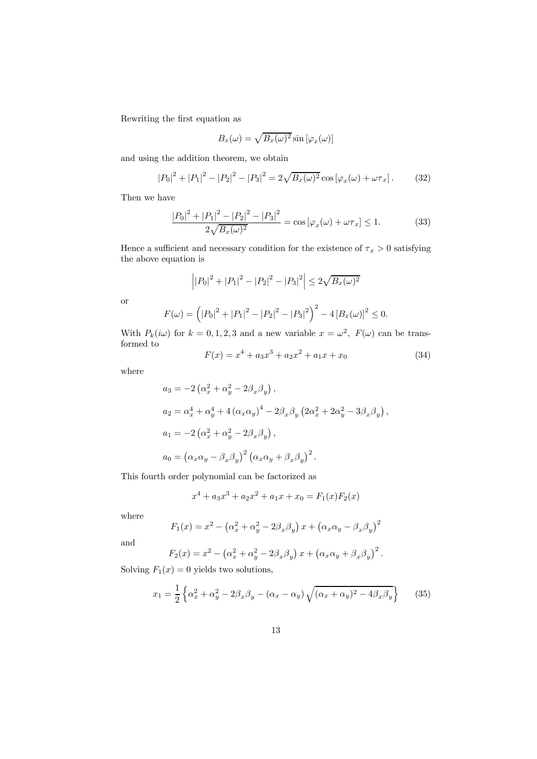Rewriting the first equation as

$$B_x(\omega) = \sqrt{B_x(\omega)^2} \sin\left[\varphi_x(\omega)\right]$$

and using the addition theorem, we obtain

$$|P_0|^2 + |P_1|^2 - |P_2|^2 - |P_3|^2 = 2\sqrt{B_x(\omega)^2} \cos\left[\varphi_x(\omega) + \omega\tau_x\right]. \tag{32}$$

Then we have

$$\frac{|P_0|^2 + |P_1|^2 - |P_2|^2 - |P_3|^2}{2\sqrt{B_x(\omega)^2}} = \cos\left[\varphi_x(\omega) + \omega\tau_x\right] \leq 1. \tag{33}$$

Hence a sufficient and necessary condition for the existence of $\tau_x > 0$ satisfying the above equation is

$$\left| |P_0|^2 + |P_1|^2 - |P_2|^2 - |P_3|^2 \right| \leq 2\sqrt{B_x(\omega)^2}$$

or

$$F(\omega) = \left( |P_0|^2 + |P_1|^2 - |P_2|^2 - |P_3|^2 \right)^2 - 4\left[B_x(\omega)\right]^2 \leq 0.$$

With $P_k(i\omega)$ for $k = 0, 1, 2, 3$ and a new variable $x = \omega^2$, $F(\omega)$ can be transformed to

$$F(x) = x^4 + a_3 x^3 + a_2 x^2 + a_1 x + x_0 \tag{34}$$

where

$$a_3 = -2\left(\alpha_x^2 + \alpha_y^2 - 2\beta_x\beta_y\right),$$

$$a_2 = \alpha_x^4 + \alpha_y^4 + 4\left(\alpha_x\alpha_y\right)^4 - 2\beta_x\beta_y\left(2\alpha_x^2 + 2\alpha_y^2 - 3\beta_x\beta_y\right),$$

$$a_1 = -2\left(\alpha_x^2 + \alpha_y^2 - 2\beta_x\beta_y\right),$$

$$a_0 = \left(\alpha_x\alpha_y - \beta_x\beta_y\right)^2\left(\alpha_x\alpha_y + \beta_x\beta_y\right)^2.$$

This fourth order polynomial can be factorized as

$$x^4 + a_3 x^3 + a_2 x^2 + a_1 x + x_0 = F_1(x)F_2(x)$$

where

$$F_1(x) = x^2 - \left(\alpha_x^2 + \alpha_y^2 - 2\beta_x\beta_y\right)x + \left(\alpha_x\alpha_y - \beta_x\beta_y\right)^2$$

and

$$F_2(x) = x^2 - \left(\alpha_x^2 + \alpha_y^2 - 2\beta_x\beta_y\right)x + \left(\alpha_x\alpha_y + \beta_x\beta_y\right)^2.$$

Solving $F_1(x) = 0$ yields two solutions,

$$x_1 = \frac{1}{2}\left\{\alpha_x^2 + \alpha_y^2 - 2\beta_x\beta_y - (\alpha_x - \alpha_y)\sqrt{(\alpha_x + \alpha_y)^2 - 4\beta_x\beta_y}\right\} \tag{35}$$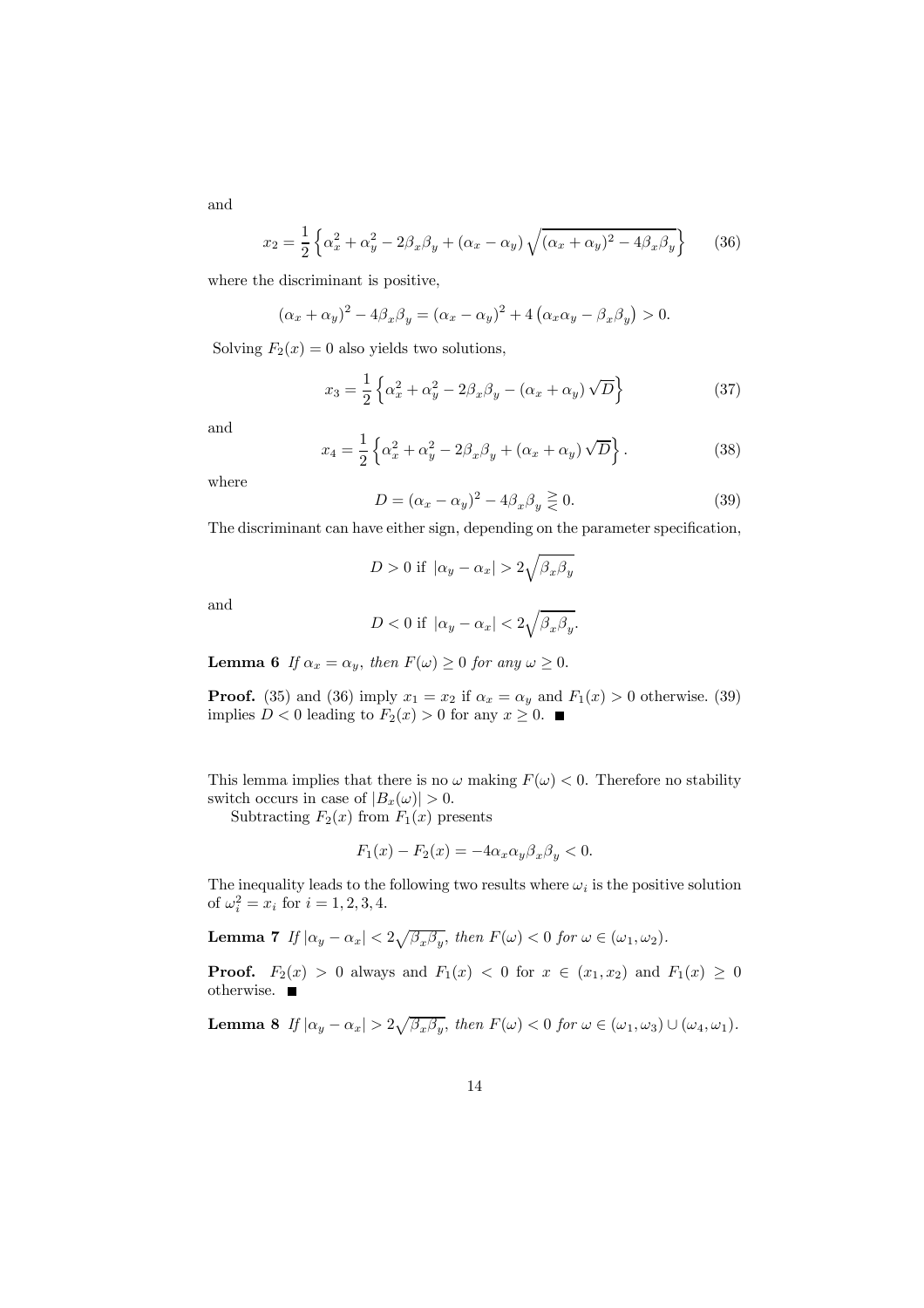and

$$x_2 = \frac{1}{2}\left\{\alpha_x^2 + \alpha_y^2 - 2\beta_x\beta_y + (\alpha_x - \alpha_y)\sqrt{(\alpha_x + \alpha_y)^2 - 4\beta_x\beta_y}\right\} \tag{36}$$

where the discriminant is positive,

$$(\alpha_x + \alpha_y)^2 - 4\beta_x\beta_y = (\alpha_x - \alpha_y)^2 + 4\left(\alpha_x\alpha_y - \beta_x\beta_y\right) > 0.$$

Solving $F_2(x) = 0$ also yields two solutions,

$$x_3 = \frac{1}{2}\left\{\alpha_x^2 + \alpha_y^2 - 2\beta_x\beta_y - (\alpha_x + \alpha_y)\sqrt{D}\right\} \tag{37}$$

and

$$x_4 = \frac{1}{2}\left\{\alpha_x^2 + \alpha_y^2 - 2\beta_x\beta_y + (\alpha_x + \alpha_y)\sqrt{D}\right\}. \tag{38}$$

where

$$D = (\alpha_x - \alpha_y)^2 - 4\beta_x\beta_y \gtreqless 0. \tag{39}$$

The discriminant can have either sign, depending on the parameter specification,

$$D > 0 \text{ if } |\alpha_y - \alpha_x| > 2\sqrt{\beta_x\beta_y}$$

and

$$D < 0 \text{ if } |\alpha_y - \alpha_x| < 2\sqrt{\beta_x\beta_y}.$$

**Lemma 6** *If $\alpha_x = \alpha_y$, then $F(\omega) \geq 0$ for any $\omega \geq 0$.*

**Proof.** (35) and (36) imply $x_1 = x_2$ if $\alpha_x = \alpha_y$ and $F_1(x) > 0$ otherwise. (39) implies $D < 0$ leading to $F_2(x) > 0$ for any $x \geq 0$. ■

This lemma implies that there is no $\omega$ making $F(\omega) < 0$. Therefore no stability switch occurs in case of $|B_x(\omega)| > 0$.

Subtracting $F_2(x)$ from $F_1(x)$ presents

$$F_1(x) - F_2(x) = -4\alpha_x\alpha_y\beta_x\beta_y < 0.$$

The inequality leads to the following two results where $\omega_i$ is the positive solution of $\omega_i^2 = x_i$ for $i = 1, 2, 3, 4$.

**Lemma 7** *If $|\alpha_y - \alpha_x| < 2\sqrt{\beta_x\beta_y}$, then $F(\omega) < 0$ for $\omega \in (\omega_1, \omega_2)$.*

**Proof.** $F_2(x) > 0$ always and $F_1(x) < 0$ for $x \in (x_1, x_2)$ and $F_1(x) \geq 0$ otherwise. ■

**Lemma 8** *If $|\alpha_y - \alpha_x| > 2\sqrt{\beta_x\beta_y}$, then $F(\omega) < 0$ for $\omega \in (\omega_1, \omega_3) \cup (\omega_4, \omega_1)$.*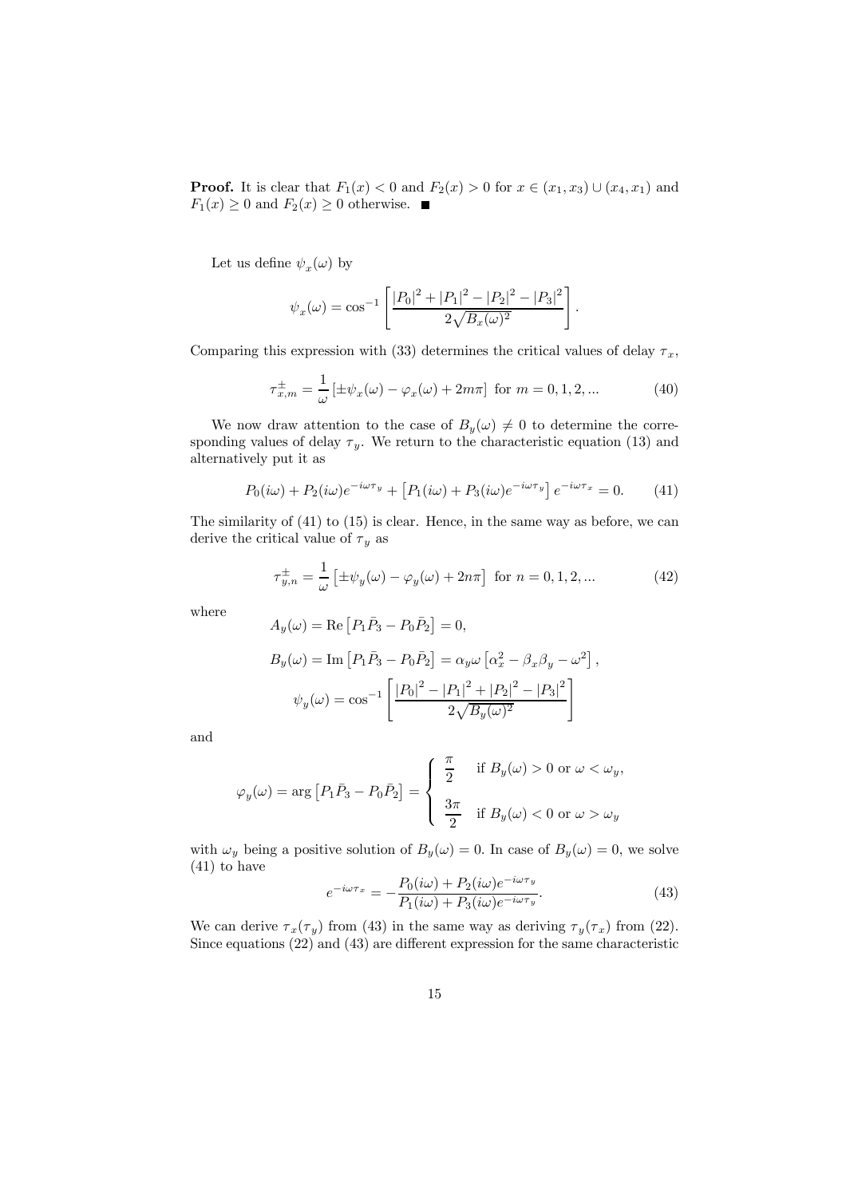**Proof.** It is clear that $F_1(x) < 0$ and $F_2(x) > 0$ for $x \in (x_1, x_3) \cup (x_4, x_1)$ and $F_1(x) \geq 0$ and $F_2(x) \geq 0$ otherwise. ■

Let us define $\psi_x(\omega)$ by

$$\psi_x(\omega) = \cos^{-1}\left[\frac{|P_0|^2 + |P_1|^2 - |P_2|^2 - |P_3|^2}{2\sqrt{B_x(\omega)^2}}\right].$$

Comparing this expression with (33) determines the critical values of delay $\tau_x$,

$$\tau_{x,m}^{\pm} = \frac{1}{\omega}\left[\pm\psi_x(\omega) - \varphi_x(\omega) + 2m\pi\right] \text{ for } m = 0, 1, 2, ... \tag{40}$$

We now draw attention to the case of $B_y(\omega) \neq 0$ to determine the corresponding values of delay $\tau_y$. We return to the characteristic equation (13) and alternatively put it as

$$P_0(i\omega) + P_2(i\omega)e^{-i\omega\tau_y} + \left[P_1(i\omega) + P_3(i\omega)e^{-i\omega\tau_y}\right]e^{-i\omega\tau_x} = 0. \tag{41}$$

The similarity of (41) to (15) is clear. Hence, in the same way as before, we can derive the critical value of $\tau_y$ as

$$\tau_{y,n}^{\pm} = \frac{1}{\omega}\left[\pm\psi_y(\omega) - \varphi_y(\omega) + 2n\pi\right] \text{ for } n = 0, 1, 2, ... \tag{42}$$

where

$$A_y(\omega) = \mathrm{Re}\left[P_1\bar{P}_3 - P_0\bar{P}_2\right] = 0,$$

$$B_y(\omega) = \mathrm{Im}\left[P_1\bar{P}_3 - P_0\bar{P}_2\right] = \alpha_y\omega\left[\alpha_x^2 - \beta_x\beta_y - \omega^2\right],$$

$$\psi_y(\omega) = \cos^{-1}\left[\frac{|P_0|^2 - |P_1|^2 + |P_2|^2 - |P_3|^2}{2\sqrt{B_y(\omega)^2}}\right]$$

and

$$\varphi_y(\omega) = \arg\left[P_1\bar{P}_3 - P_0\bar{P}_2\right] = \begin{cases} \dfrac{\pi}{2} & \text{if } B_y(\omega) > 0 \text{ or } \omega < \omega_y, \\ \dfrac{3\pi}{2} & \text{if } B_y(\omega) < 0 \text{ or } \omega > \omega_y \end{cases}$$

with $\omega_y$ being a positive solution of $B_y(\omega) = 0$. In case of $B_y(\omega) = 0$, we solve (41) to have

$$e^{-i\omega\tau_x} = -\frac{P_0(i\omega) + P_2(i\omega)e^{-i\omega\tau_y}}{P_1(i\omega) + P_3(i\omega)e^{-i\omega\tau_y}}. \tag{43}$$

We can derive $\tau_x(\tau_y)$ from (43) in the same way as deriving $\tau_y(\tau_x)$ from (22). Since equations (22) and (43) are different expression for the same characteristic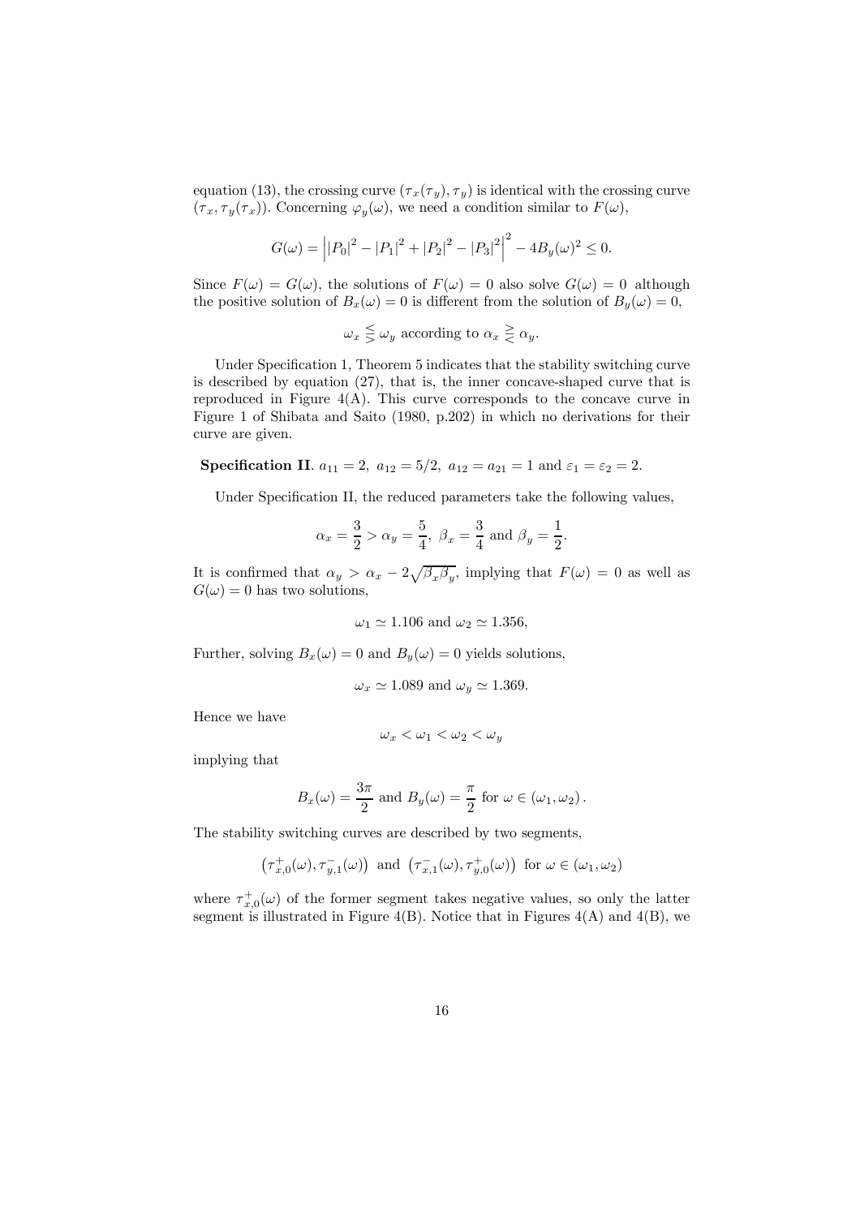equation (13), the crossing curve $(\tau_x(\tau_y), \tau_y)$ is identical with the crossing curve $(\tau_x, \tau_y(\tau_x))$. Concerning $\varphi_y(\omega)$, we need a condition similar to $F(\omega)$,

$$G(\omega) = \left| |P_0|^2 - |P_1|^2 + |P_2|^2 - |P_3|^2 \right|^2 - 4B_y(\omega)^2 \leq 0.$$

Since $F(\omega) = G(\omega)$, the solutions of $F(\omega) = 0$ also solve $G(\omega) = 0$ although the positive solution of $B_x(\omega) = 0$ is different from the solution of $B_y(\omega) = 0$,

$$\omega_x \lesseqgtr \omega_y \text{ according to } \alpha_x \gtreqless \alpha_y.$$

Under Specification 1, Theorem 5 indicates that the stability switching curve is described by equation (27), that is, the inner concave-shaped curve that is reproduced in Figure 4(A). This curve corresponds to the concave curve in Figure 1 of Shibata and Saito (1980, p.202) in which no derivations for their curve are given.

**Specification II**. $a_{11} = 2,\ a_{12} = 5/2,\ a_{12} = a_{21} = 1$ and $\varepsilon_1 = \varepsilon_2 = 2$.

Under Specification II, the reduced parameters take the following values,

$$\alpha_x = \frac{3}{2} > \alpha_y = \frac{5}{4},\ \beta_x = \frac{3}{4} \text{ and } \beta_y = \frac{1}{2}.$$

It is confirmed that $\alpha_y > \alpha_x - 2\sqrt{\beta_x \beta_y}$, implying that $F(\omega) = 0$ as well as $G(\omega) = 0$ has two solutions,

$$\omega_1 \simeq 1.106 \text{ and } \omega_2 \simeq 1.356,$$

Further, solving $B_x(\omega) = 0$ and $B_y(\omega) = 0$ yields solutions,

$$\omega_x \simeq 1.089 \text{ and } \omega_y \simeq 1.369.$$

Hence we have

$$\omega_x < \omega_1 < \omega_2 < \omega_y$$

implying that

$$B_x(\omega) = \frac{3\pi}{2} \text{ and } B_y(\omega) = \frac{\pi}{2} \text{ for } \omega \in (\omega_1, \omega_2).$$

The stability switching curves are described by two segments,

$$\left(\tau^+_{x,0}(\omega), \tau^-_{y,1}(\omega)\right) \text{ and } \left(\tau^-_{x,1}(\omega), \tau^+_{y,0}(\omega)\right) \text{ for } \omega \in (\omega_1, \omega_2)$$

where $\tau^+_{x,0}(\omega)$ of the former segment takes negative values, so only the latter segment is illustrated in Figure 4(B). Notice that in Figures 4(A) and 4(B), we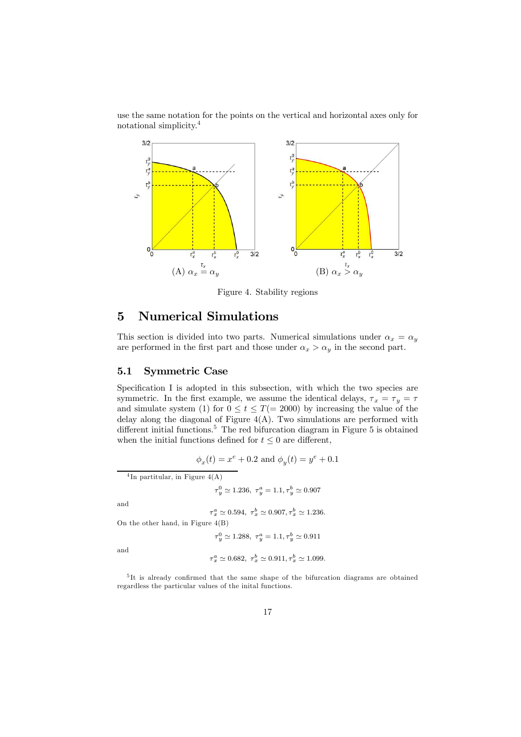use the same notation for the points on the vertical and horizontal axes only for notational simplicity.[4]

(A) $\alpha_x = \alpha_y$

(B) $\alpha_x > \alpha_y$

Figure 4. Stability regions

# 5 Numerical Simulations

This section is divided into two parts. Numerical simulations under $\alpha_x = \alpha_y$ are performed in the first part and those under $\alpha_x > \alpha_y$ in the second part.

## 5.1 Symmetric Case

Specification I is adopted in this subsection, with which the two species are symmetric. In the first example, we assume the identical delays, $\tau_x = \tau_y = \tau$ and simulate system (1) for $0 \leq t \leq T(= 2000)$ by increasing the value of the delay along the diagonal of Figure 4(A). Two simulations are performed with different initial functions.[5] The red bifurcation diagram in Figure 5 is obtained when the initial functions defined for $t \leq 0$ are different,

$$\phi_x(t) = x^e + 0.2 \text{ and } \phi_y(t) = y^e + 0.1$$

---

[4] In partitular, in Figure 4(A)

$$\tau_y^0 \simeq 1.236,\ \tau_y^a = 1.1, \tau_y^b \simeq 0.907$$

and

$$\tau_x^a \simeq 0.594,\ \tau_x^b \simeq 0.907, \tau_x^b \simeq 1.236.$$

On the other hand, in Figure 4(B)

$$\tau_y^0 \simeq 1.288,\ \tau_y^a = 1.1, \tau_y^b \simeq 0.911$$

and

$$\tau_x^a \simeq 0.682,\ \tau_x^b \simeq 0.911, \tau_x^b \simeq 1.099.$$

[5] It is already confirmed that the same shape of the bifurcation diagrams are obtained regardless the particular values of the inital functions.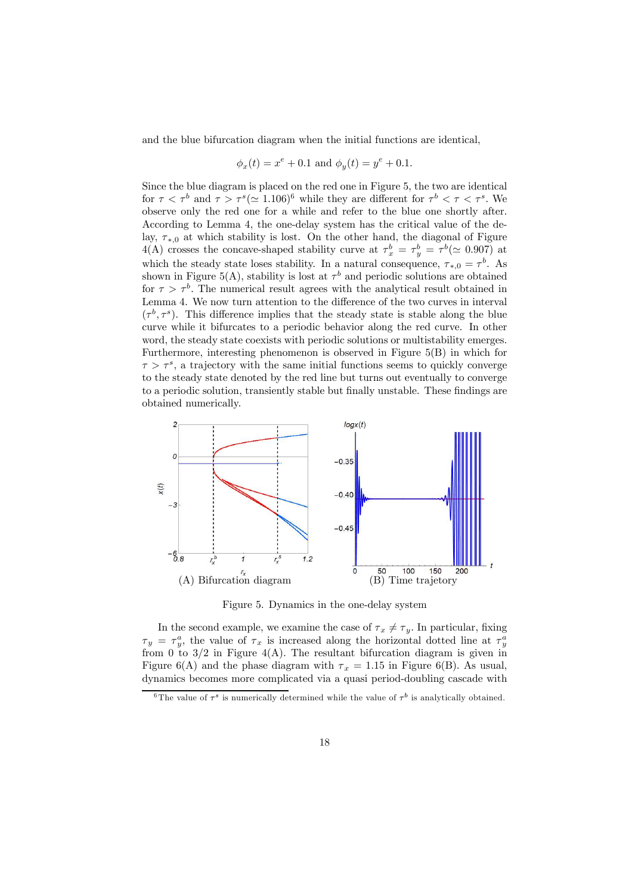and the blue bifurcation diagram when the initial functions are identical,

$$\phi_x(t) = x^e + 0.1 \text{ and } \phi_y(t) = y^e + 0.1.$$

Since the blue diagram is placed on the red one in Figure 5, the two are identical for $\tau < \tau^b$ and $\tau > \tau^s (\simeq 1.106)$[6] while they are different for $\tau^b < \tau < \tau^s$. We observe only the red one for a while and refer to the blue one shortly after. According to Lemma 4, the one-delay system has the critical value of the delay, $\tau_{*,0}$ at which stability is lost. On the other hand, the diagonal of Figure 4(A) crosses the concave-shaped stability curve at $\tau_x^b = \tau_y^b = \tau^b (\simeq 0.907)$ at which the steady state loses stability. In a natural consequence, $\tau_{*,0} = \tau^b$. As shown in Figure 5(A), stability is lost at $\tau^b$ and periodic solutions are obtained for $\tau > \tau^b$. The numerical result agrees with the analytical result obtained in Lemma 4. We now turn attention to the difference of the two curves in interval $(\tau^b, \tau^s)$. This difference implies that the steady state is stable along the blue curve while it bifurcates to a periodic behavior along the red curve. In other word, the steady state coexists with periodic solutions or multistability emerges. Furthermore, interesting phenomenon is observed in Figure 5(B) in which for $\tau > \tau^s$, a trajectory with the same initial functions seems to quickly converge to the steady state denoted by the red line but turns out eventually to converge to a periodic solution, transiently stable but finally unstable. These findings are obtained numerically.

(A) Bifurcation diagram (B) Time trajectory

Figure 5. Dynamics in the one-delay system

In the second example, we examine the case of $\tau_x \neq \tau_y$. In particular, fixing $\tau_y = \tau_y^a$, the value of $\tau_x$ is increased along the horizontal dotted line at $\tau_y^a$ from 0 to 3/2 in Figure 4(A). The resultant bifurcation diagram is given in Figure 6(A) and the phase diagram with $\tau_x = 1.15$ in Figure 6(B). As usual, dynamics becomes more complicated via a quasi period-doubling cascade with

[6] The value of $\tau^s$ is numerically determined while the value of $\tau^b$ is analytically obtained.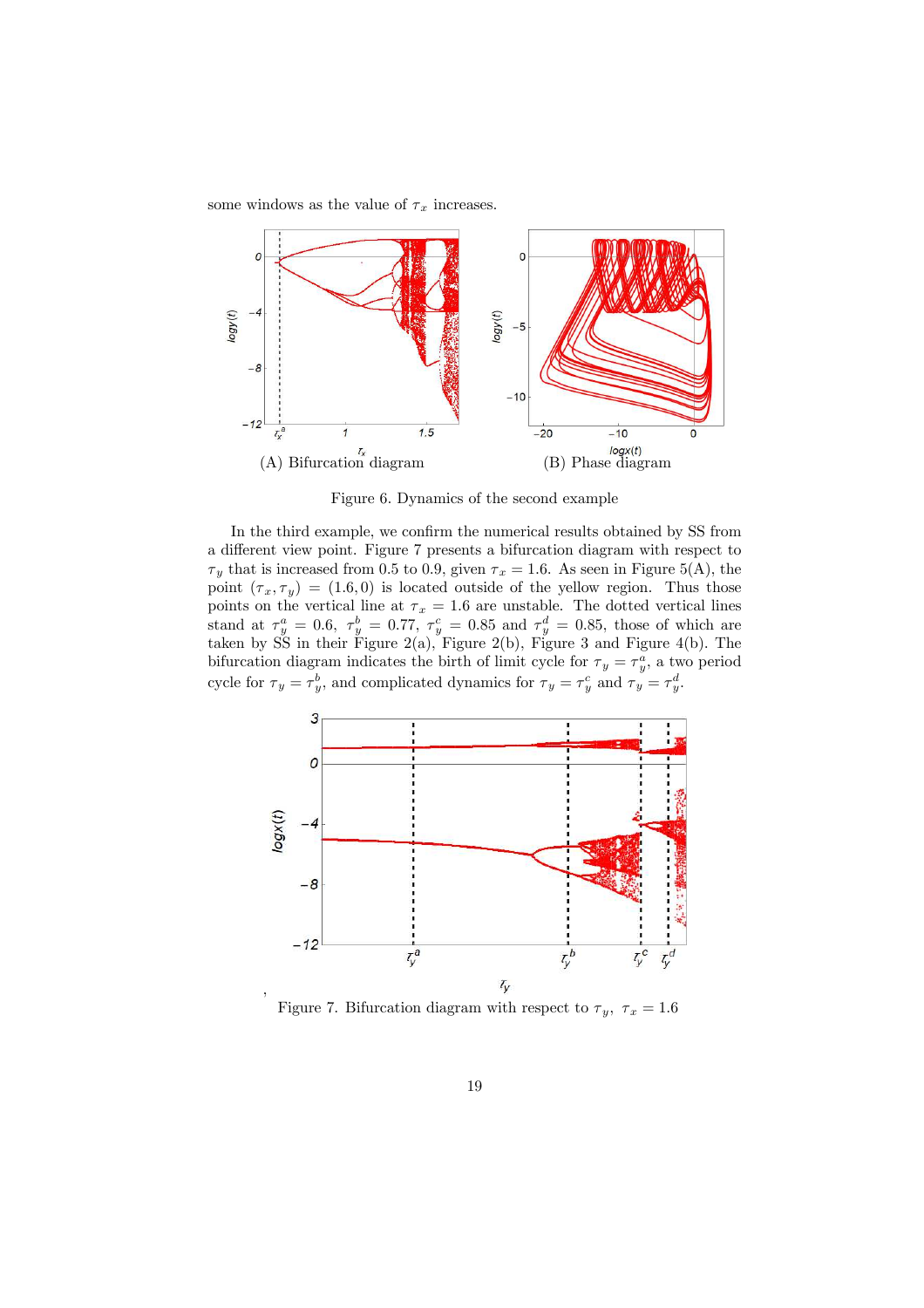some windows as the value of $\tau_x$ increases.

(A) Bifurcation diagram (B) Phase diagram

Figure 6. Dynamics of the second example

In the third example, we confirm the numerical results obtained by SS from a different view point. Figure 7 presents a bifurcation diagram with respect to $\tau_y$ that is increased from 0.5 to 0.9, given $\tau_x = 1.6$. As seen in Figure 5(A), the point $(\tau_x, \tau_y) = (1.6, 0)$ is located outside of the yellow region. Thus those points on the vertical line at $\tau_x = 1.6$ are unstable. The dotted vertical lines stand at $\tau_y^a = 0.6$, $\tau_y^b = 0.77$, $\tau_y^c = 0.85$ and $\tau_y^d = 0.85$, those of which are taken by SS in their Figure 2(a), Figure 2(b), Figure 3 and Figure 4(b). The bifurcation diagram indicates the birth of limit cycle for $\tau_y = \tau_y^a$, a two period cycle for $\tau_y = \tau_y^b$, and complicated dynamics for $\tau_y = \tau_y^c$ and $\tau_y = \tau_y^d$.

Figure 7. Bifurcation diagram with respect to $\tau_y$, $\tau_x = 1.6$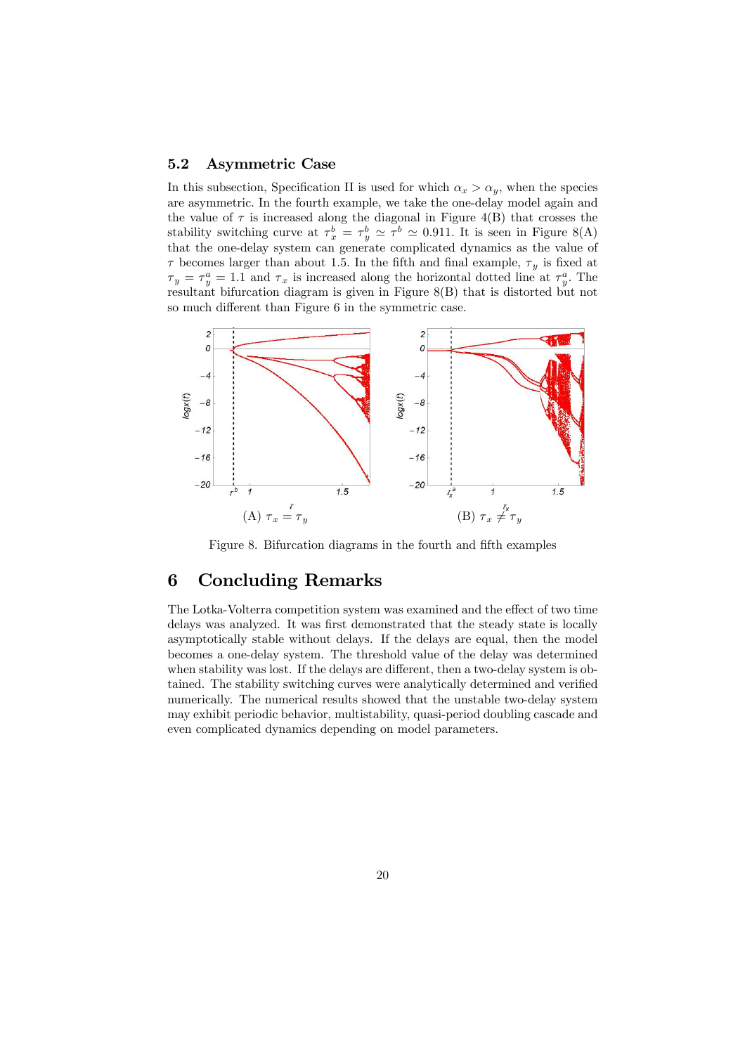### 5.2 Asymmetric Case

In this subsection, Specification II is used for which $\alpha_x > \alpha_y$, when the species are asymmetric. In the fourth example, we take the one-delay model again and the value of $\tau$ is increased along the diagonal in Figure 4(B) that crosses the stability switching curve at $\tau_x^b = \tau_y^b \simeq \tau^b \simeq 0.911$. It is seen in Figure 8(A) that the one-delay system can generate complicated dynamics as the value of $\tau$ becomes larger than about 1.5. In the fifth and final example, $\tau_y$ is fixed at $\tau_y = \tau_y^a = 1.1$ and $\tau_x$ is increased along the horizontal dotted line at $\tau_y^a$. The resultant bifurcation diagram is given in Figure 8(B) that is distorted but not so much different than Figure 6 in the symmetric case.

(A) $\tau_x = \tau_y$ (B) $\tau_x \neq \tau_y$

Figure 8. Bifurcation diagrams in the fourth and fifth examples

## 6 Concluding Remarks

The Lotka-Volterra competition system was examined and the effect of two time delays was analyzed. It was first demonstrated that the steady state is locally asymptotically stable without delays. If the delays are equal, then the model becomes a one-delay system. The threshold value of the delay was determined when stability was lost. If the delays are different, then a two-delay system is obtained. The stability switching curves were analytically determined and verified numerically. The numerical results showed that the unstable two-delay system may exhibit periodic behavior, multistability, quasi-period doubling cascade and even complicated dynamics depending on model parameters.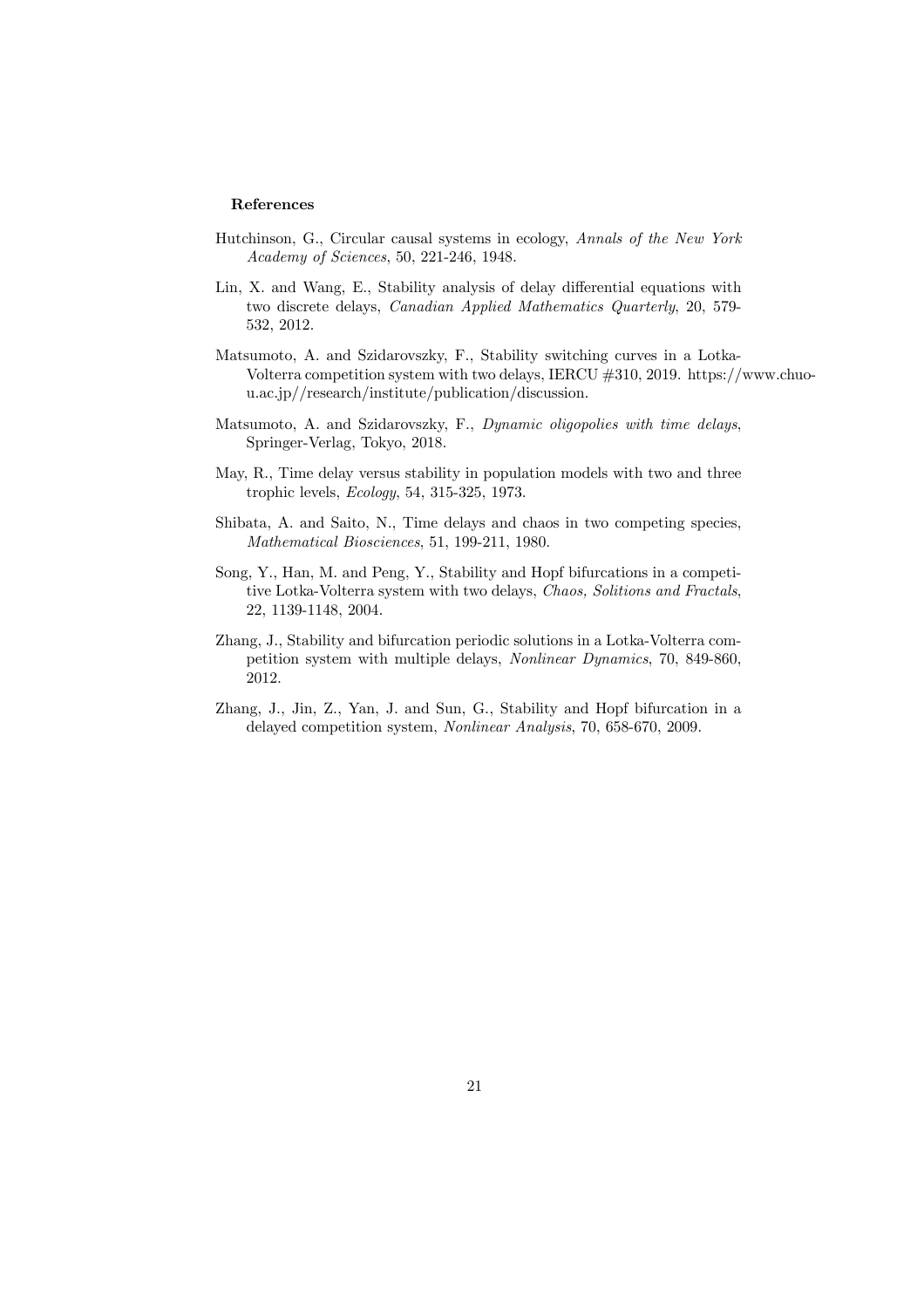**References**

Hutchinson, G., Circular causal systems in ecology, *Annals of the New York Academy of Sciences*, 50, 221-246, 1948.

Lin, X. and Wang, E., Stability analysis of delay differential equations with two discrete delays, *Canadian Applied Mathematics Quarterly*, 20, 579-532, 2012.

Matsumoto, A. and Szidarovszky, F., Stability switching curves in a Lotka-Volterra competition system with two delays, IERCU #310, 2019. https://www.chuo-u.ac.jp//research/institute/publication/discussion.

Matsumoto, A. and Szidarovszky, F., *Dynamic oligopolies with time delays*, Springer-Verlag, Tokyo, 2018.

May, R., Time delay versus stability in population models with two and three trophic levels, *Ecology*, 54, 315-325, 1973.

Shibata, A. and Saito, N., Time delays and chaos in two competing species, *Mathematical Biosciences*, 51, 199-211, 1980.

Song, Y., Han, M. and Peng, Y., Stability and Hopf bifurcations in a competitive Lotka-Volterra system with two delays, *Chaos, Solitions and Fractals*, 22, 1139-1148, 2004.

Zhang, J., Stability and bifurcation periodic solutions in a Lotka-Volterra competition system with multiple delays, *Nonlinear Dynamics*, 70, 849-860, 2012.

Zhang, J., Jin, Z., Yan, J. and Sun, G., Stability and Hopf bifurcation in a delayed competition system, *Nonlinear Analysis*, 70, 658-670, 2009.